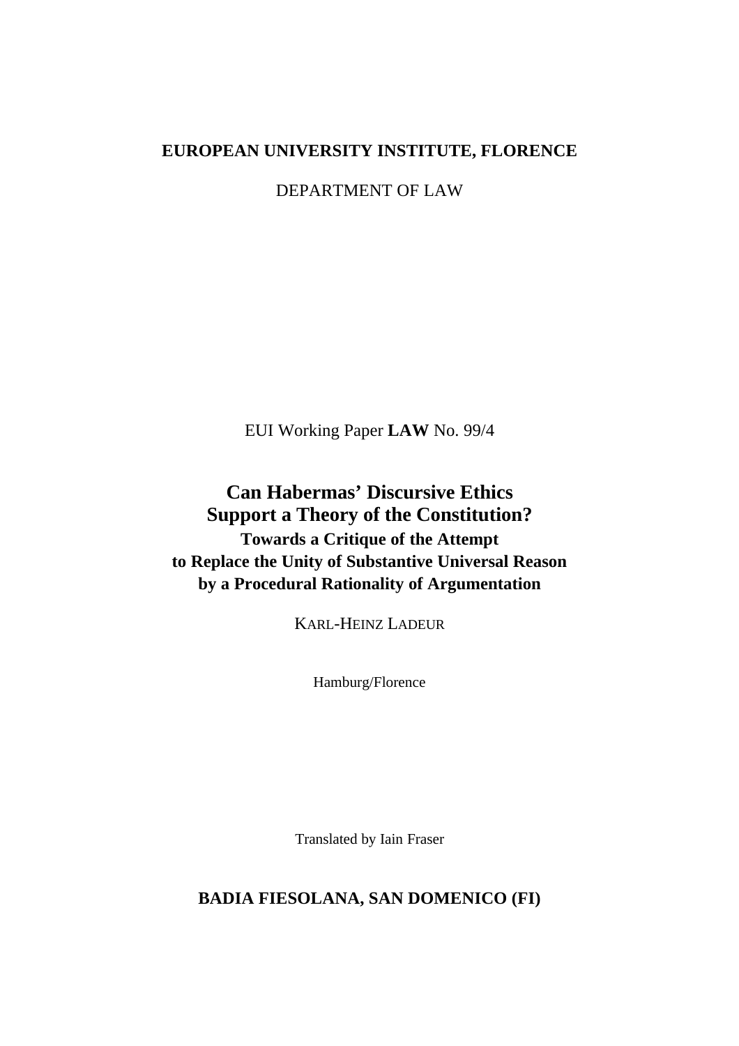**EUROPEAN UNIVERSITY INSTITUTE, FLORENCE**

DEPARTMENT OF LAW

EUI Working Paper **LAW** No. 99/4

# Can Habermas' Discursive Ethics Support a Theory of the Constitution?

## Towards a Critique of the Attempt to Replace the Unity of Substantive Universal Reason by a Procedural Rationality of Argumentation

KARL-HEINZ LADEUR

Hamburg/Florence

Translated by Iain Fraser

**BADIA FIESOLANA, SAN DOMENICO (FI)**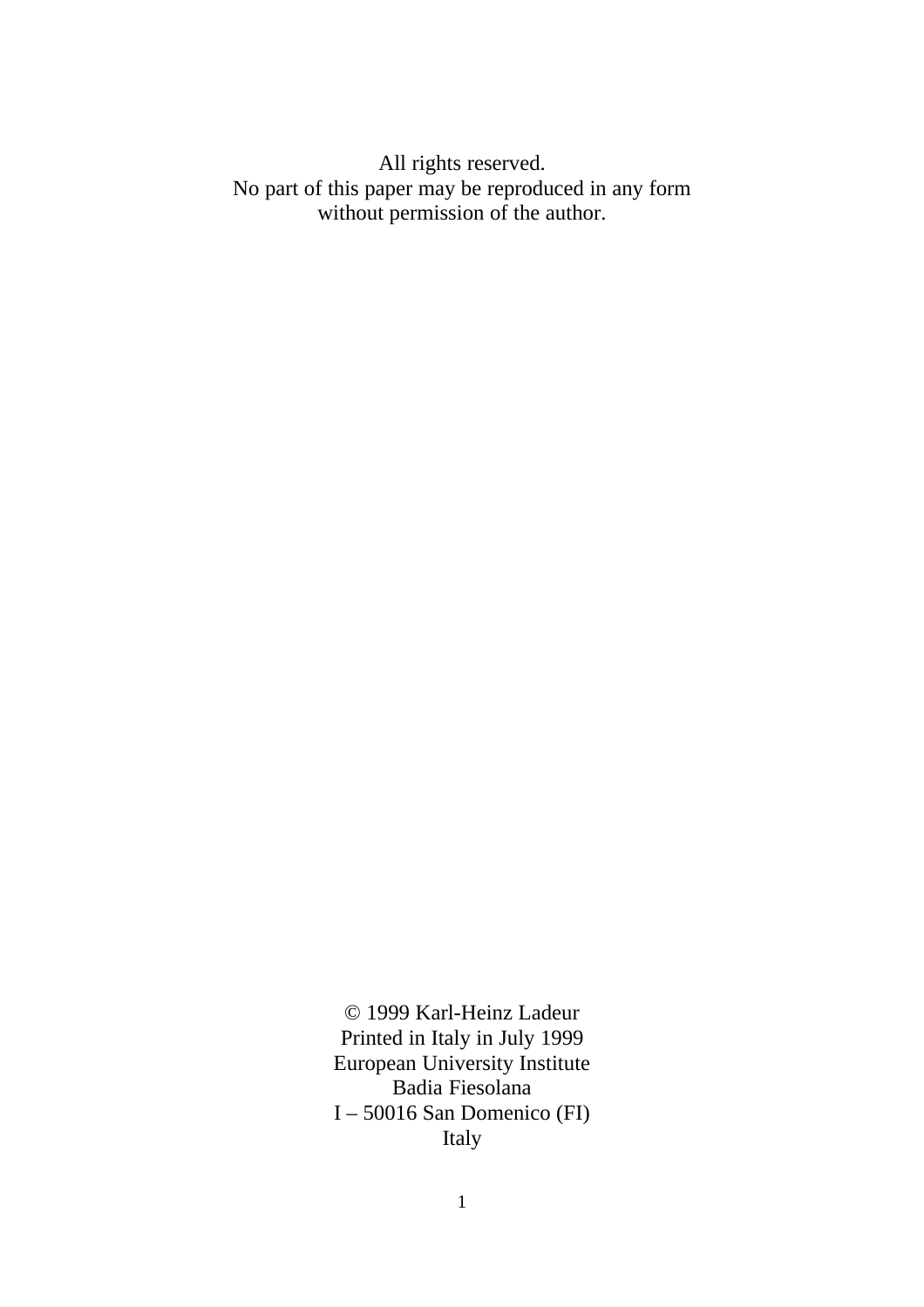All rights reserved.
No part of this paper may be reproduced in any form
without permission of the author.

© 1999 Karl-Heinz Ladeur
Printed in Italy in July 1999
European University Institute
Badia Fiesolana
I – 50016 San Domenico (FI)
Italy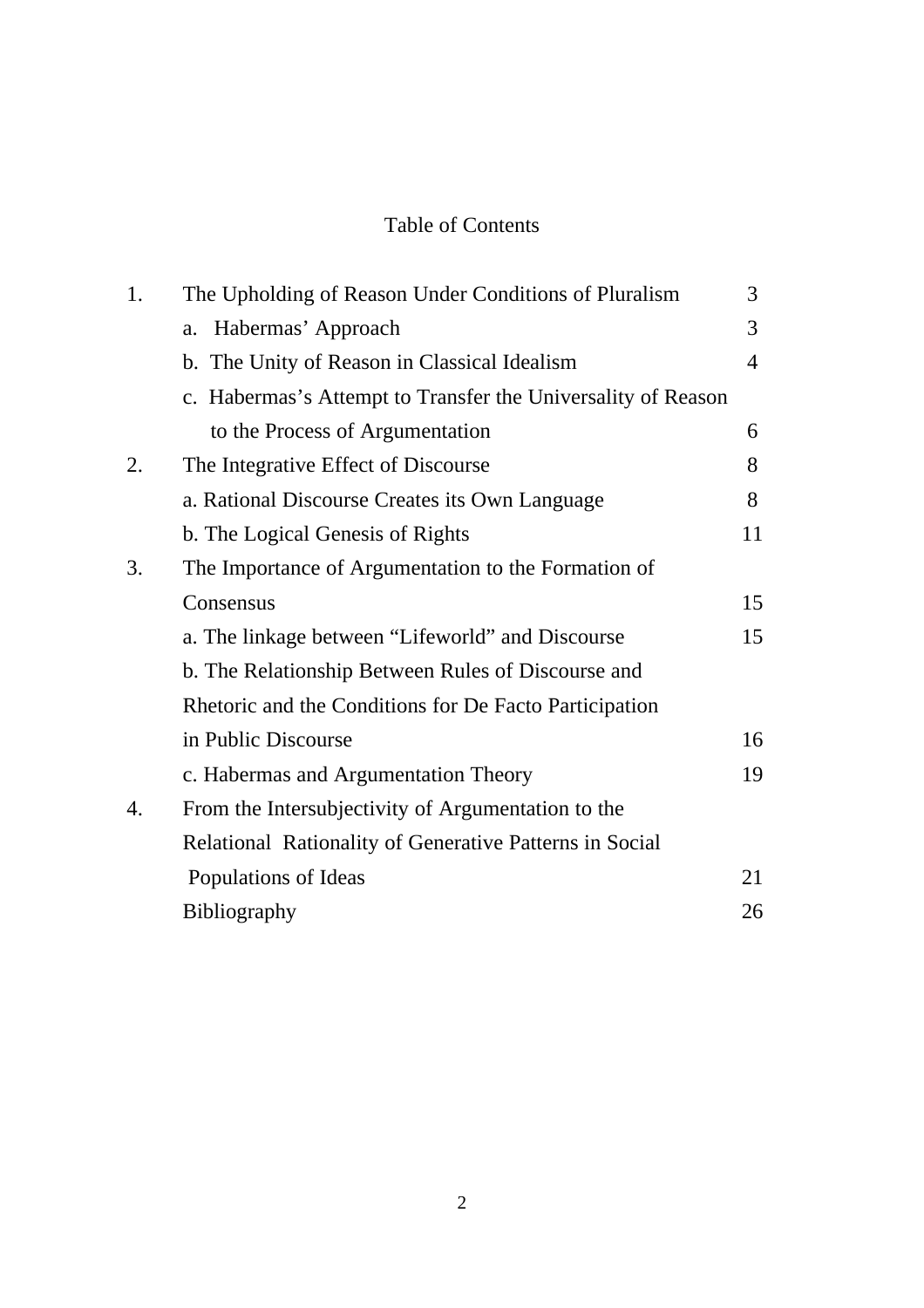# Table of Contents

| | | |
|---|---|---|
| 1. | The Upholding of Reason Under Conditions of Pluralism | 3 |
| | a. Habermas' Approach | 3 |
| | b. The Unity of Reason in Classical Idealism | 4 |
| | c. Habermas's Attempt to Transfer the Universality of Reason to the Process of Argumentation | 6 |
| 2. | The Integrative Effect of Discourse | 8 |
| | a. Rational Discourse Creates its Own Language | 8 |
| | b. The Logical Genesis of Rights | 11 |
| 3. | The Importance of Argumentation to the Formation of Consensus | 15 |
| | a. The linkage between "Lifeworld" and Discourse | 15 |
| | b. The Relationship Between Rules of Discourse and Rhetoric and the Conditions for De Facto Participation in Public Discourse | 16 |
| | c. Habermas and Argumentation Theory | 19 |
| 4. | From the Intersubjectivity of Argumentation to the Relational Rationality of Generative Patterns in Social Populations of Ideas | 21 |
| | Bibliography | 26 |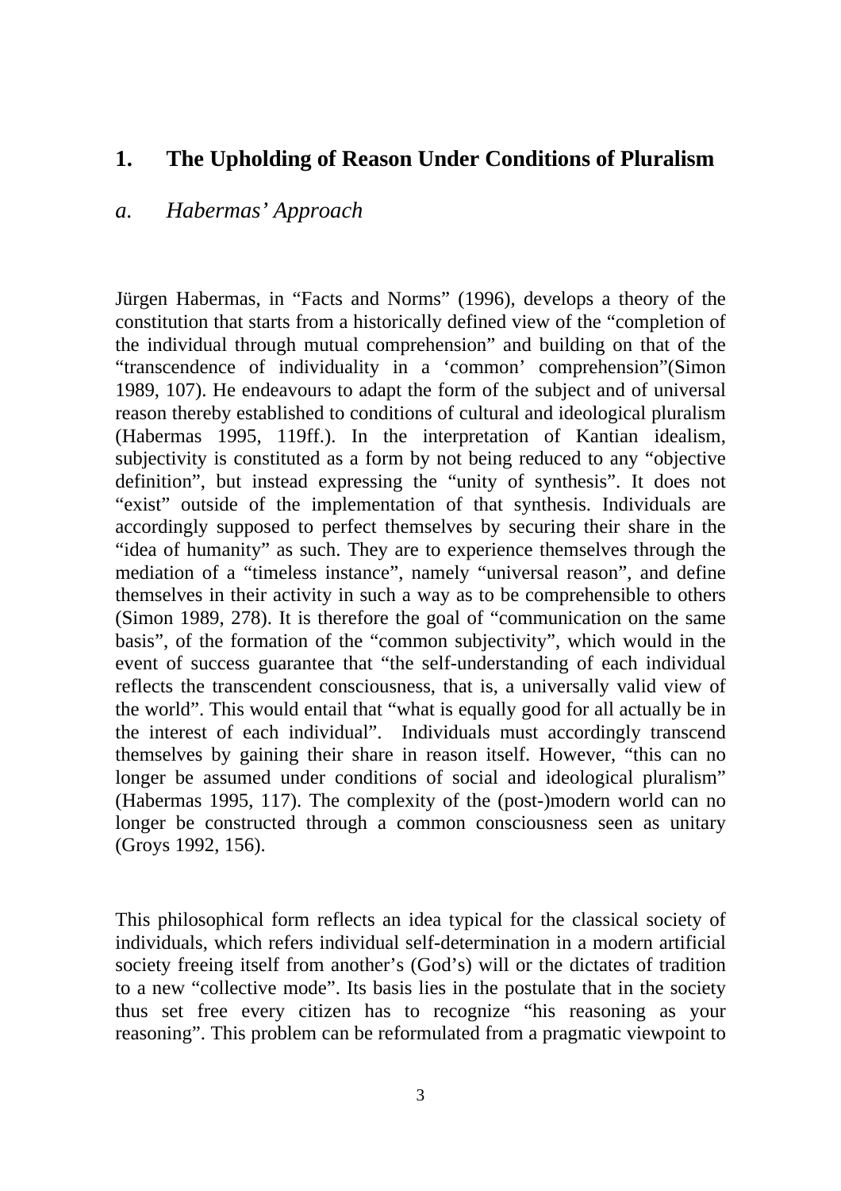# 1. The Upholding of Reason Under Conditions of Pluralism

## *a. Habermas' Approach*

Jürgen Habermas, in "Facts and Norms" (1996), develops a theory of the constitution that starts from a historically defined view of the "completion of the individual through mutual comprehension" and building on that of the "transcendence of individuality in a 'common' comprehension"(Simon 1989, 107). He endeavours to adapt the form of the subject and of universal reason thereby established to conditions of cultural and ideological pluralism (Habermas 1995, 119ff.). In the interpretation of Kantian idealism, subjectivity is constituted as a form by not being reduced to any "objective definition", but instead expressing the "unity of synthesis". It does not "exist" outside of the implementation of that synthesis. Individuals are accordingly supposed to perfect themselves by securing their share in the "idea of humanity" as such. They are to experience themselves through the mediation of a "timeless instance", namely "universal reason", and define themselves in their activity in such a way as to be comprehensible to others (Simon 1989, 278). It is therefore the goal of "communication on the same basis", of the formation of the "common subjectivity", which would in the event of success guarantee that "the self-understanding of each individual reflects the transcendent consciousness, that is, a universally valid view of the world". This would entail that "what is equally good for all actually be in the interest of each individual". Individuals must accordingly transcend themselves by gaining their share in reason itself. However, "this can no longer be assumed under conditions of social and ideological pluralism" (Habermas 1995, 117). The complexity of the (post-)modern world can no longer be constructed through a common consciousness seen as unitary (Groys 1992, 156).

This philosophical form reflects an idea typical for the classical society of individuals, which refers individual self-determination in a modern artificial society freeing itself from another's (God's) will or the dictates of tradition to a new "collective mode". Its basis lies in the postulate that in the society thus set free every citizen has to recognize "his reasoning as your reasoning". This problem can be reformulated from a pragmatic viewpoint to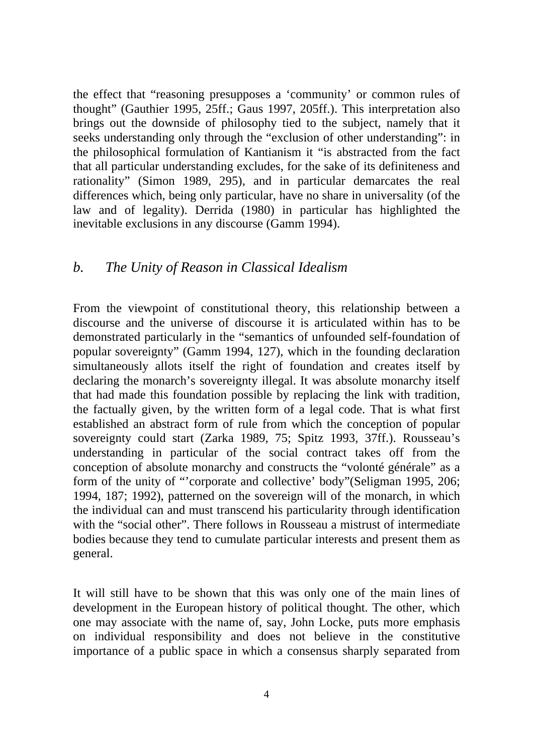the effect that "reasoning presupposes a 'community' or common rules of thought" (Gauthier 1995, 25ff.; Gaus 1997, 205ff.). This interpretation also brings out the downside of philosophy tied to the subject, namely that it seeks understanding only through the "exclusion of other understanding": in the philosophical formulation of Kantianism it "is abstracted from the fact that all particular understanding excludes, for the sake of its definiteness and rationality" (Simon 1989, 295), and in particular demarcates the real differences which, being only particular, have no share in universality (of the law and of legality). Derrida (1980) in particular has highlighted the inevitable exclusions in any discourse (Gamm 1994).

### *b. The Unity of Reason in Classical Idealism*

From the viewpoint of constitutional theory, this relationship between a discourse and the universe of discourse it is articulated within has to be demonstrated particularly in the "semantics of unfounded self-foundation of popular sovereignty" (Gamm 1994, 127), which in the founding declaration simultaneously allots itself the right of foundation and creates itself by declaring the monarch's sovereignty illegal. It was absolute monarchy itself that had made this foundation possible by replacing the link with tradition, the factually given, by the written form of a legal code. That is what first established an abstract form of rule from which the conception of popular sovereignty could start (Zarka 1989, 75; Spitz 1993, 37ff.). Rousseau's understanding in particular of the social contract takes off from the conception of absolute monarchy and constructs the "volonté générale" as a form of the unity of "'corporate and collective' body"(Seligman 1995, 206; 1994, 187; 1992), patterned on the sovereign will of the monarch, in which the individual can and must transcend his particularity through identification with the "social other". There follows in Rousseau a mistrust of intermediate bodies because they tend to cumulate particular interests and present them as general.

It will still have to be shown that this was only one of the main lines of development in the European history of political thought. The other, which one may associate with the name of, say, John Locke, puts more emphasis on individual responsibility and does not believe in the constitutive importance of a public space in which a consensus sharply separated from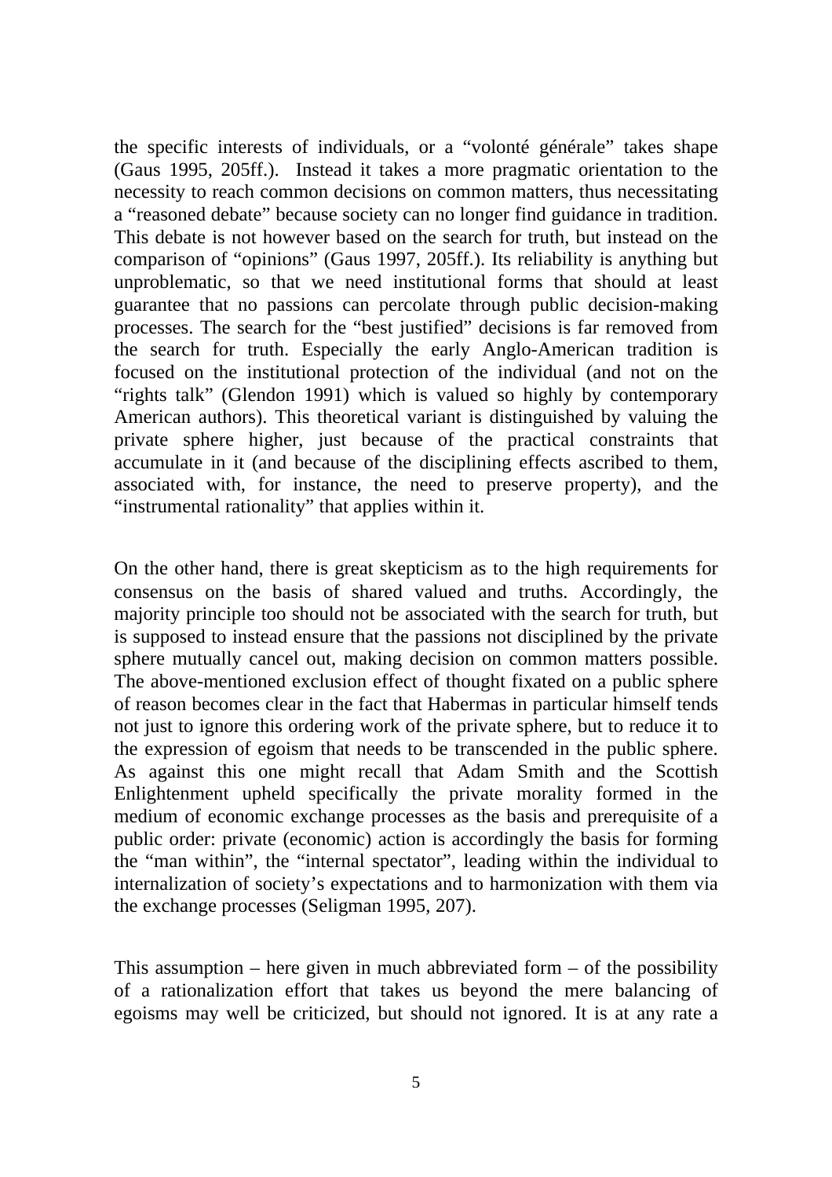the specific interests of individuals, or a "volonté générale" takes shape (Gaus 1995, 205ff.). Instead it takes a more pragmatic orientation to the necessity to reach common decisions on common matters, thus necessitating a "reasoned debate" because society can no longer find guidance in tradition. This debate is not however based on the search for truth, but instead on the comparison of "opinions" (Gaus 1997, 205ff.). Its reliability is anything but unproblematic, so that we need institutional forms that should at least guarantee that no passions can percolate through public decision-making processes. The search for the "best justified" decisions is far removed from the search for truth. Especially the early Anglo-American tradition is focused on the institutional protection of the individual (and not on the "rights talk" (Glendon 1991) which is valued so highly by contemporary American authors). This theoretical variant is distinguished by valuing the private sphere higher, just because of the practical constraints that accumulate in it (and because of the disciplining effects ascribed to them, associated with, for instance, the need to preserve property), and the "instrumental rationality" that applies within it.

On the other hand, there is great skepticism as to the high requirements for consensus on the basis of shared valued and truths. Accordingly, the majority principle too should not be associated with the search for truth, but is supposed to instead ensure that the passions not disciplined by the private sphere mutually cancel out, making decision on common matters possible. The above-mentioned exclusion effect of thought fixated on a public sphere of reason becomes clear in the fact that Habermas in particular himself tends not just to ignore this ordering work of the private sphere, but to reduce it to the expression of egoism that needs to be transcended in the public sphere. As against this one might recall that Adam Smith and the Scottish Enlightenment upheld specifically the private morality formed in the medium of economic exchange processes as the basis and prerequisite of a public order: private (economic) action is accordingly the basis for forming the "man within", the "internal spectator", leading within the individual to internalization of society's expectations and to harmonization with them via the exchange processes (Seligman 1995, 207).

This assumption – here given in much abbreviated form – of the possibility of a rationalization effort that takes us beyond the mere balancing of egoisms may well be criticized, but should not ignored. It is at any rate a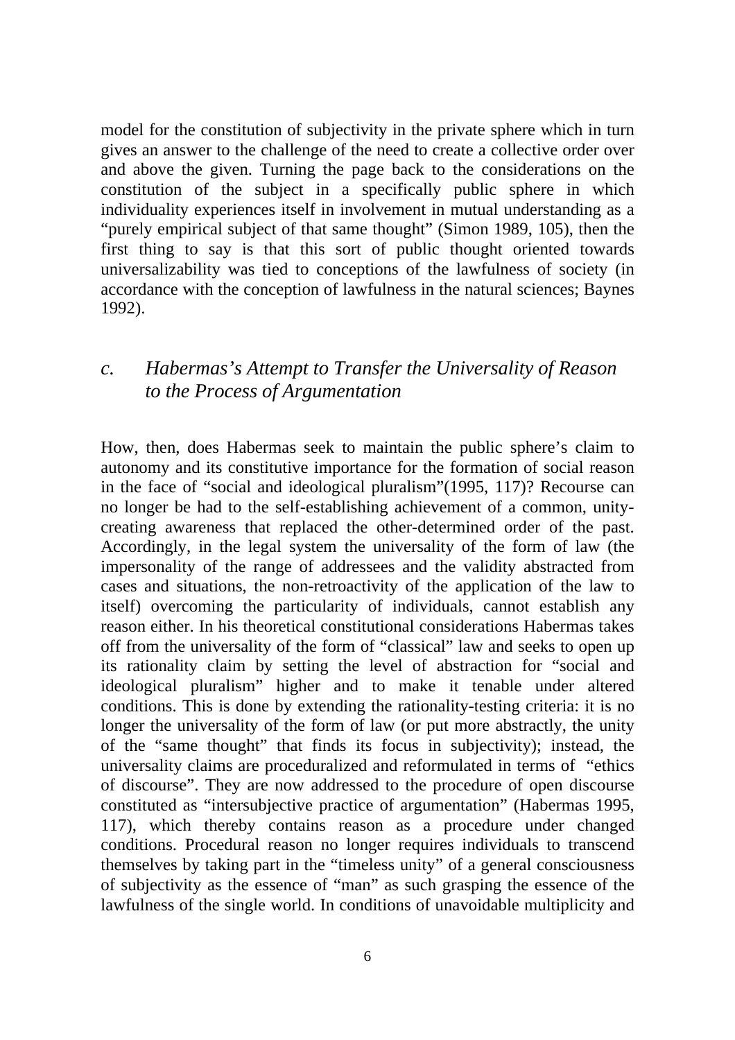model for the constitution of subjectivity in the private sphere which in turn gives an answer to the challenge of the need to create a collective order over and above the given. Turning the page back to the considerations on the constitution of the subject in a specifically public sphere in which individuality experiences itself in involvement in mutual understanding as a "purely empirical subject of that same thought" (Simon 1989, 105), then the first thing to say is that this sort of public thought oriented towards universalizability was tied to conceptions of the lawfulness of society (in accordance with the conception of lawfulness in the natural sciences; Baynes 1992).

### *c. Habermas's Attempt to Transfer the Universality of Reason to the Process of Argumentation*

How, then, does Habermas seek to maintain the public sphere's claim to autonomy and its constitutive importance for the formation of social reason in the face of "social and ideological pluralism"(1995, 117)? Recourse can no longer be had to the self-establishing achievement of a common, unity-creating awareness that replaced the other-determined order of the past. Accordingly, in the legal system the universality of the form of law (the impersonality of the range of addressees and the validity abstracted from cases and situations, the non-retroactivity of the application of the law to itself) overcoming the particularity of individuals, cannot establish any reason either. In his theoretical constitutional considerations Habermas takes off from the universality of the form of "classical" law and seeks to open up its rationality claim by setting the level of abstraction for "social and ideological pluralism" higher and to make it tenable under altered conditions. This is done by extending the rationality-testing criteria: it is no longer the universality of the form of law (or put more abstractly, the unity of the "same thought" that finds its focus in subjectivity); instead, the universality claims are proceduralized and reformulated in terms of "ethics of discourse". They are now addressed to the procedure of open discourse constituted as "intersubjective practice of argumentation" (Habermas 1995, 117), which thereby contains reason as a procedure under changed conditions. Procedural reason no longer requires individuals to transcend themselves by taking part in the "timeless unity" of a general consciousness of subjectivity as the essence of "man" as such grasping the essence of the lawfulness of the single world. In conditions of unavoidable multiplicity and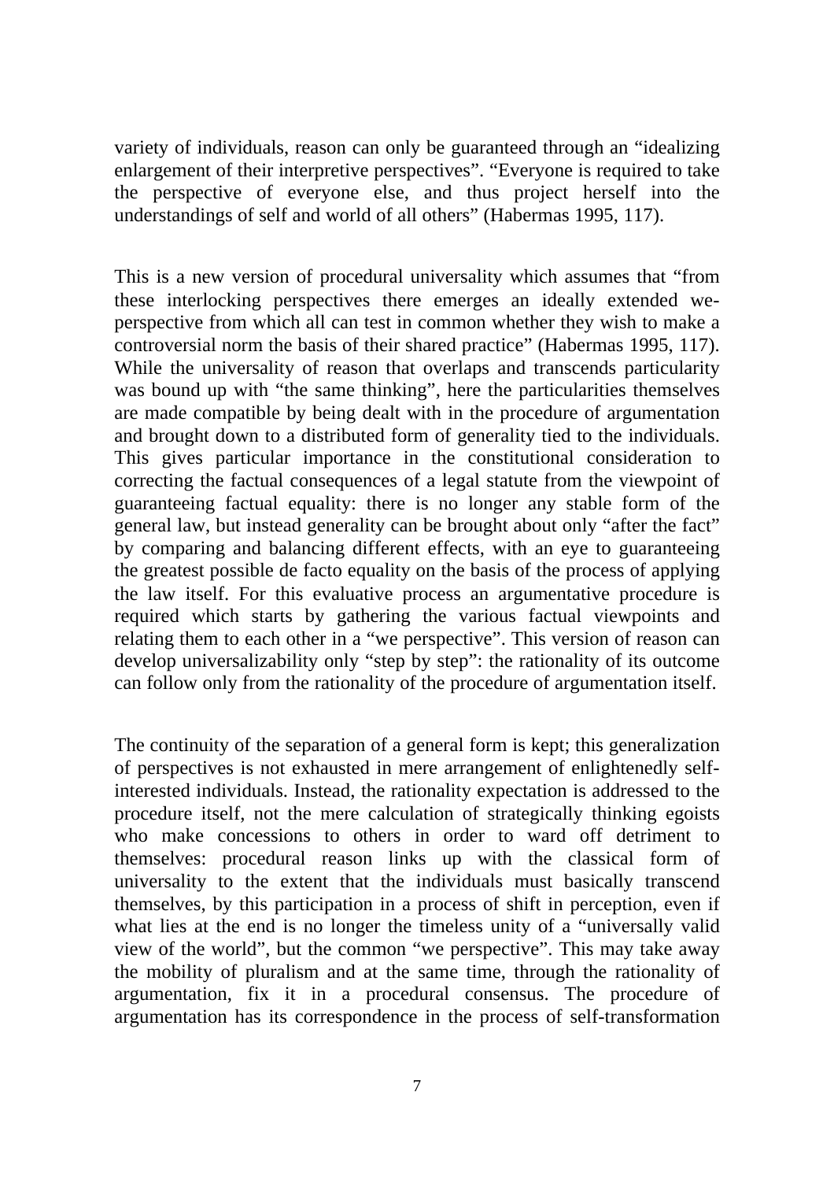variety of individuals, reason can only be guaranteed through an "idealizing enlargement of their interpretive perspectives". "Everyone is required to take the perspective of everyone else, and thus project herself into the understandings of self and world of all others" (Habermas 1995, 117).

This is a new version of procedural universality which assumes that "from these interlocking perspectives there emerges an ideally extended we-perspective from which all can test in common whether they wish to make a controversial norm the basis of their shared practice" (Habermas 1995, 117). While the universality of reason that overlaps and transcends particularity was bound up with "the same thinking", here the particularities themselves are made compatible by being dealt with in the procedure of argumentation and brought down to a distributed form of generality tied to the individuals. This gives particular importance in the constitutional consideration to correcting the factual consequences of a legal statute from the viewpoint of guaranteeing factual equality: there is no longer any stable form of the general law, but instead generality can be brought about only "after the fact" by comparing and balancing different effects, with an eye to guaranteeing the greatest possible de facto equality on the basis of the process of applying the law itself. For this evaluative process an argumentative procedure is required which starts by gathering the various factual viewpoints and relating them to each other in a "we perspective". This version of reason can develop universalizability only "step by step": the rationality of its outcome can follow only from the rationality of the procedure of argumentation itself.

The continuity of the separation of a general form is kept; this generalization of perspectives is not exhausted in mere arrangement of enlightenedly self-interested individuals. Instead, the rationality expectation is addressed to the procedure itself, not the mere calculation of strategically thinking egoists who make concessions to others in order to ward off detriment to themselves: procedural reason links up with the classical form of universality to the extent that the individuals must basically transcend themselves, by this participation in a process of shift in perception, even if what lies at the end is no longer the timeless unity of a "universally valid view of the world", but the common "we perspective". This may take away the mobility of pluralism and at the same time, through the rationality of argumentation, fix it in a procedural consensus. The procedure of argumentation has its correspondence in the process of self-transformation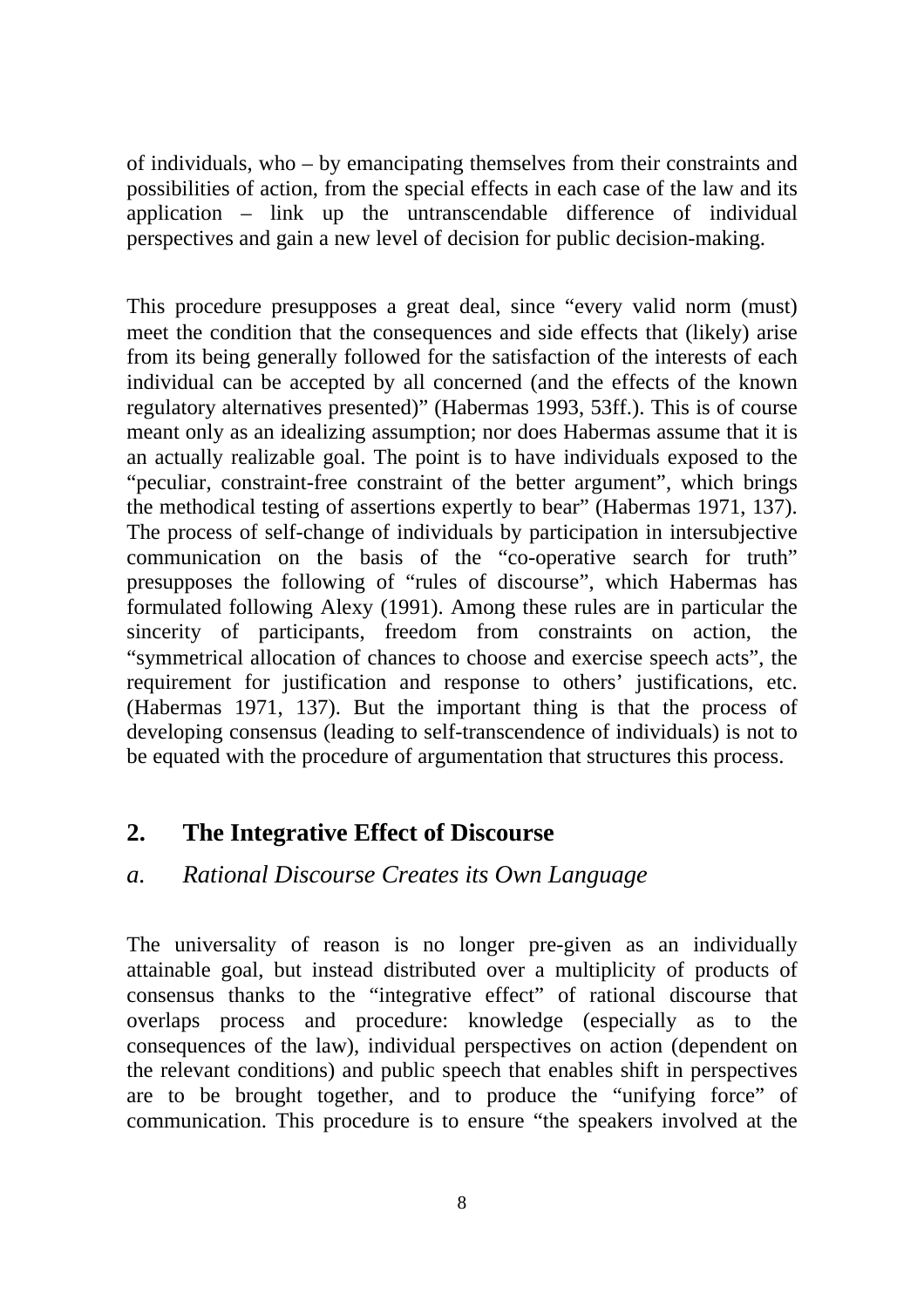of individuals, who – by emancipating themselves from their constraints and possibilities of action, from the special effects in each case of the law and its application – link up the untranscendable difference of individual perspectives and gain a new level of decision for public decision-making.

This procedure presupposes a great deal, since "every valid norm (must) meet the condition that the consequences and side effects that (likely) arise from its being generally followed for the satisfaction of the interests of each individual can be accepted by all concerned (and the effects of the known regulatory alternatives presented)" (Habermas 1993, 53ff.). This is of course meant only as an idealizing assumption; nor does Habermas assume that it is an actually realizable goal. The point is to have individuals exposed to the "peculiar, constraint-free constraint of the better argument", which brings the methodical testing of assertions expertly to bear" (Habermas 1971, 137). The process of self-change of individuals by participation in intersubjective communication on the basis of the "co-operative search for truth" presupposes the following of "rules of discourse", which Habermas has formulated following Alexy (1991). Among these rules are in particular the sincerity of participants, freedom from constraints on action, the "symmetrical allocation of chances to choose and exercise speech acts", the requirement for justification and response to others' justifications, etc. (Habermas 1971, 137). But the important thing is that the process of developing consensus (leading to self-transcendence of individuals) is not to be equated with the procedure of argumentation that structures this process.

## 2. The Integrative Effect of Discourse

### *a. Rational Discourse Creates its Own Language*

The universality of reason is no longer pre-given as an individually attainable goal, but instead distributed over a multiplicity of products of consensus thanks to the "integrative effect" of rational discourse that overlaps process and procedure: knowledge (especially as to the consequences of the law), individual perspectives on action (dependent on the relevant conditions) and public speech that enables shift in perspectives are to be brought together, and to produce the "unifying force" of communication. This procedure is to ensure "the speakers involved at the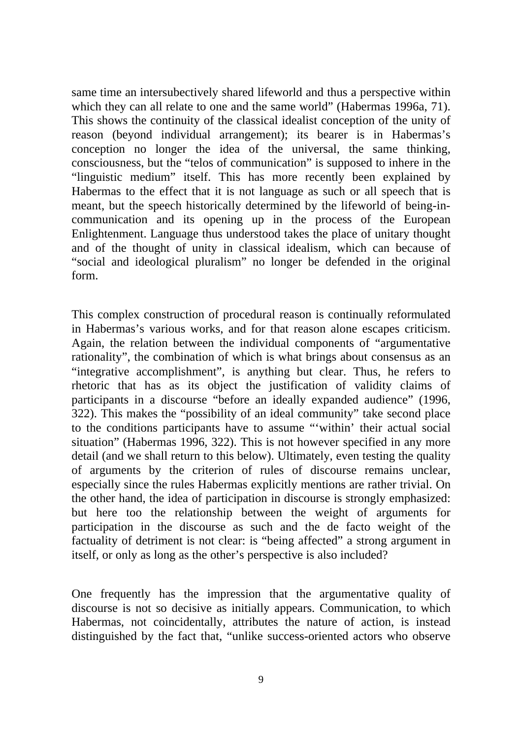same time an intersubectively shared lifeworld and thus a perspective within which they can all relate to one and the same world" (Habermas 1996a, 71). This shows the continuity of the classical idealist conception of the unity of reason (beyond individual arrangement); its bearer is in Habermas's conception no longer the idea of the universal, the same thinking, consciousness, but the "telos of communication" is supposed to inhere in the "linguistic medium" itself. This has more recently been explained by Habermas to the effect that it is not language as such or all speech that is meant, but the speech historically determined by the lifeworld of being-in-communication and its opening up in the process of the European Enlightenment. Language thus understood takes the place of unitary thought and of the thought of unity in classical idealism, which can because of "social and ideological pluralism" no longer be defended in the original form.

This complex construction of procedural reason is continually reformulated in Habermas's various works, and for that reason alone escapes criticism. Again, the relation between the individual components of "argumentative rationality", the combination of which is what brings about consensus as an "integrative accomplishment", is anything but clear. Thus, he refers to rhetoric that has as its object the justification of validity claims of participants in a discourse "before an ideally expanded audience" (1996, 322). This makes the "possibility of an ideal community" take second place to the conditions participants have to assume "'within' their actual social situation" (Habermas 1996, 322). This is not however specified in any more detail (and we shall return to this below). Ultimately, even testing the quality of arguments by the criterion of rules of discourse remains unclear, especially since the rules Habermas explicitly mentions are rather trivial. On the other hand, the idea of participation in discourse is strongly emphasized: but here too the relationship between the weight of arguments for participation in the discourse as such and the de facto weight of the factuality of detriment is not clear: is "being affected" a strong argument in itself, or only as long as the other's perspective is also included?

One frequently has the impression that the argumentative quality of discourse is not so decisive as initially appears. Communication, to which Habermas, not coincidentally, attributes the nature of action, is instead distinguished by the fact that, "unlike success-oriented actors who observe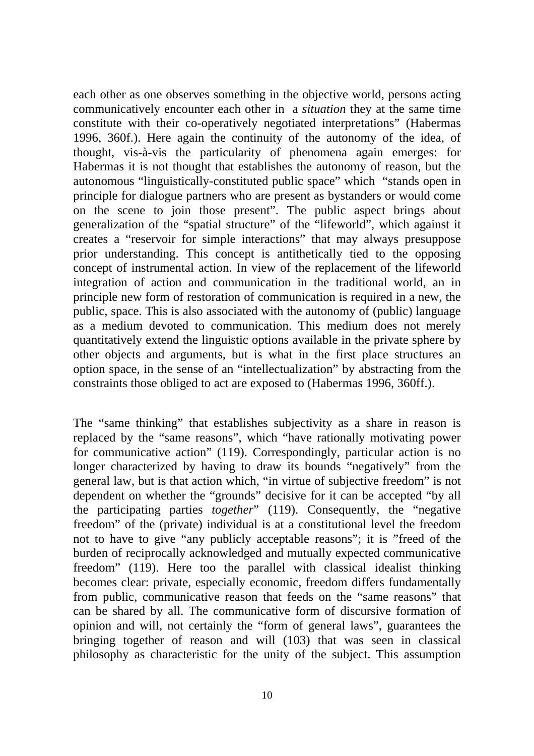each other as one observes something in the objective world, persons acting communicatively encounter each other in a *situation* they at the same time constitute with their co-operatively negotiated interpretations" (Habermas 1996, 360f.). Here again the continuity of the autonomy of the idea, of thought, vis-à-vis the particularity of phenomena again emerges: for Habermas it is not thought that establishes the autonomy of reason, but the autonomous "linguistically-constituted public space" which "stands open in principle for dialogue partners who are present as bystanders or would come on the scene to join those present". The public aspect brings about generalization of the "spatial structure" of the "lifeworld", which against it creates a "reservoir for simple interactions" that may always presuppose prior understanding. This concept is antithetically tied to the opposing concept of instrumental action. In view of the replacement of the lifeworld integration of action and communication in the traditional world, an in principle new form of restoration of communication is required in a new, the public, space. This is also associated with the autonomy of (public) language as a medium devoted to communication. This medium does not merely quantitatively extend the linguistic options available in the private sphere by other objects and arguments, but is what in the first place structures an option space, in the sense of an "intellectualization" by abstracting from the constraints those obliged to act are exposed to (Habermas 1996, 360ff.).

The "same thinking" that establishes subjectivity as a share in reason is replaced by the "same reasons", which "have rationally motivating power for communicative action" (119). Correspondingly, particular action is no longer characterized by having to draw its bounds "negatively" from the general law, but is that action which, "in virtue of subjective freedom" is not dependent on whether the "grounds" decisive for it can be accepted "by all the participating parties *together*" (119). Consequently, the "negative freedom" of the (private) individual is at a constitutional level the freedom not to have to give "any publicly acceptable reasons"; it is "freed of the burden of reciprocally acknowledged and mutually expected communicative freedom" (119). Here too the parallel with classical idealist thinking becomes clear: private, especially economic, freedom differs fundamentally from public, communicative reason that feeds on the "same reasons" that can be shared by all. The communicative form of discursive formation of opinion and will, not certainly the "form of general laws", guarantees the bringing together of reason and will (103) that was seen in classical philosophy as characteristic for the unity of the subject. This assumption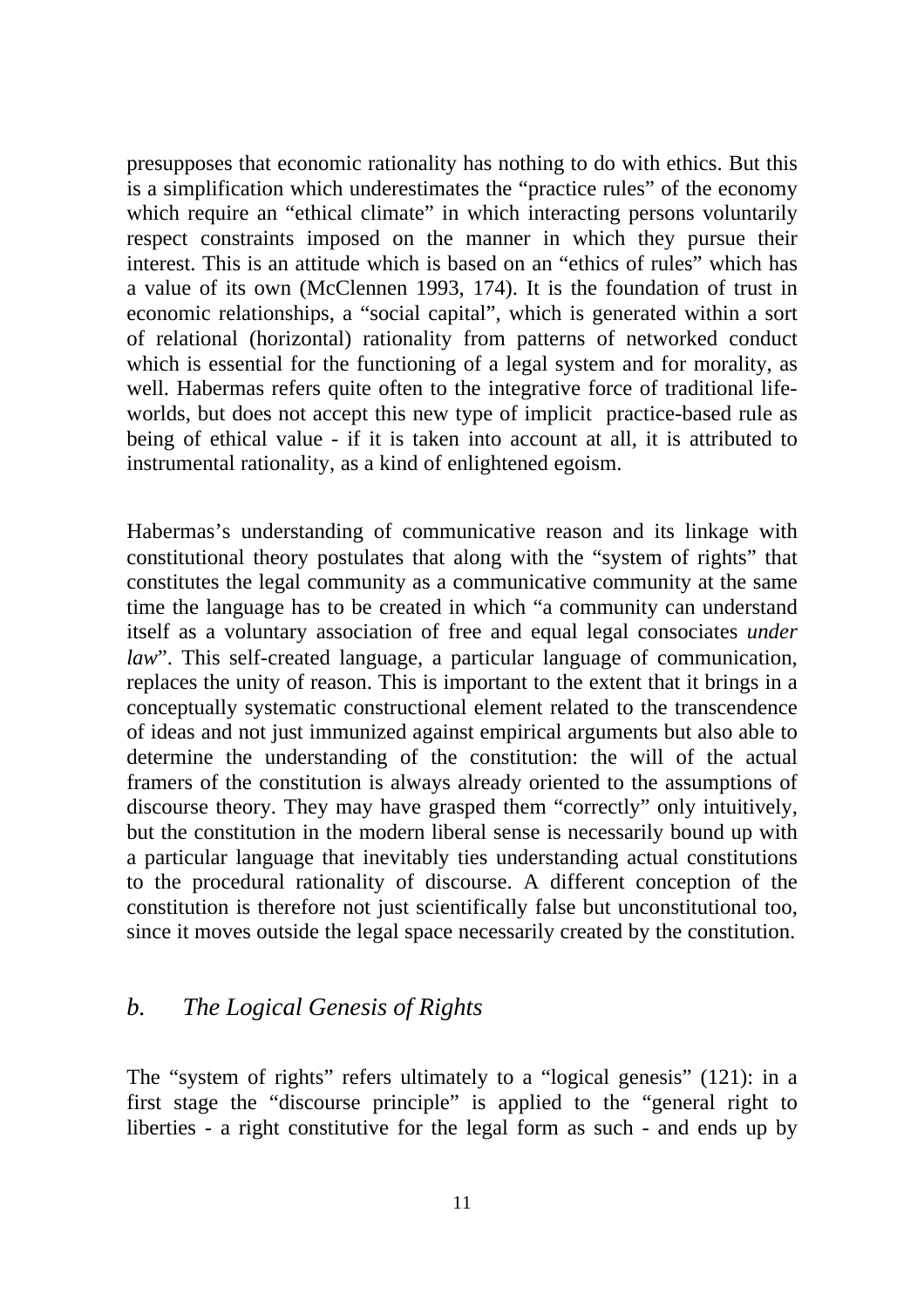presupposes that economic rationality has nothing to do with ethics. But this is a simplification which underestimates the "practice rules" of the economy which require an "ethical climate" in which interacting persons voluntarily respect constraints imposed on the manner in which they pursue their interest. This is an attitude which is based on an "ethics of rules" which has a value of its own (McClennen 1993, 174). It is the foundation of trust in economic relationships, a "social capital", which is generated within a sort of relational (horizontal) rationality from patterns of networked conduct which is essential for the functioning of a legal system and for morality, as well. Habermas refers quite often to the integrative force of traditional life-worlds, but does not accept this new type of implicit practice-based rule as being of ethical value - if it is taken into account at all, it is attributed to instrumental rationality, as a kind of enlightened egoism.

Habermas's understanding of communicative reason and its linkage with constitutional theory postulates that along with the "system of rights" that constitutes the legal community as a communicative community at the same time the language has to be created in which "a community can understand itself as a voluntary association of free and equal legal consociates *under law*". This self-created language, a particular language of communication, replaces the unity of reason. This is important to the extent that it brings in a conceptually systematic constructional element related to the transcendence of ideas and not just immunized against empirical arguments but also able to determine the understanding of the constitution: the will of the actual framers of the constitution is always already oriented to the assumptions of discourse theory. They may have grasped them "correctly" only intuitively, but the constitution in the modern liberal sense is necessarily bound up with a particular language that inevitably ties understanding actual constitutions to the procedural rationality of discourse. A different conception of the constitution is therefore not just scientifically false but unconstitutional too, since it moves outside the legal space necessarily created by the constitution.

### *b. The Logical Genesis of Rights*

The "system of rights" refers ultimately to a "logical genesis" (121): in a first stage the "discourse principle" is applied to the "general right to liberties - a right constitutive for the legal form as such - and ends up by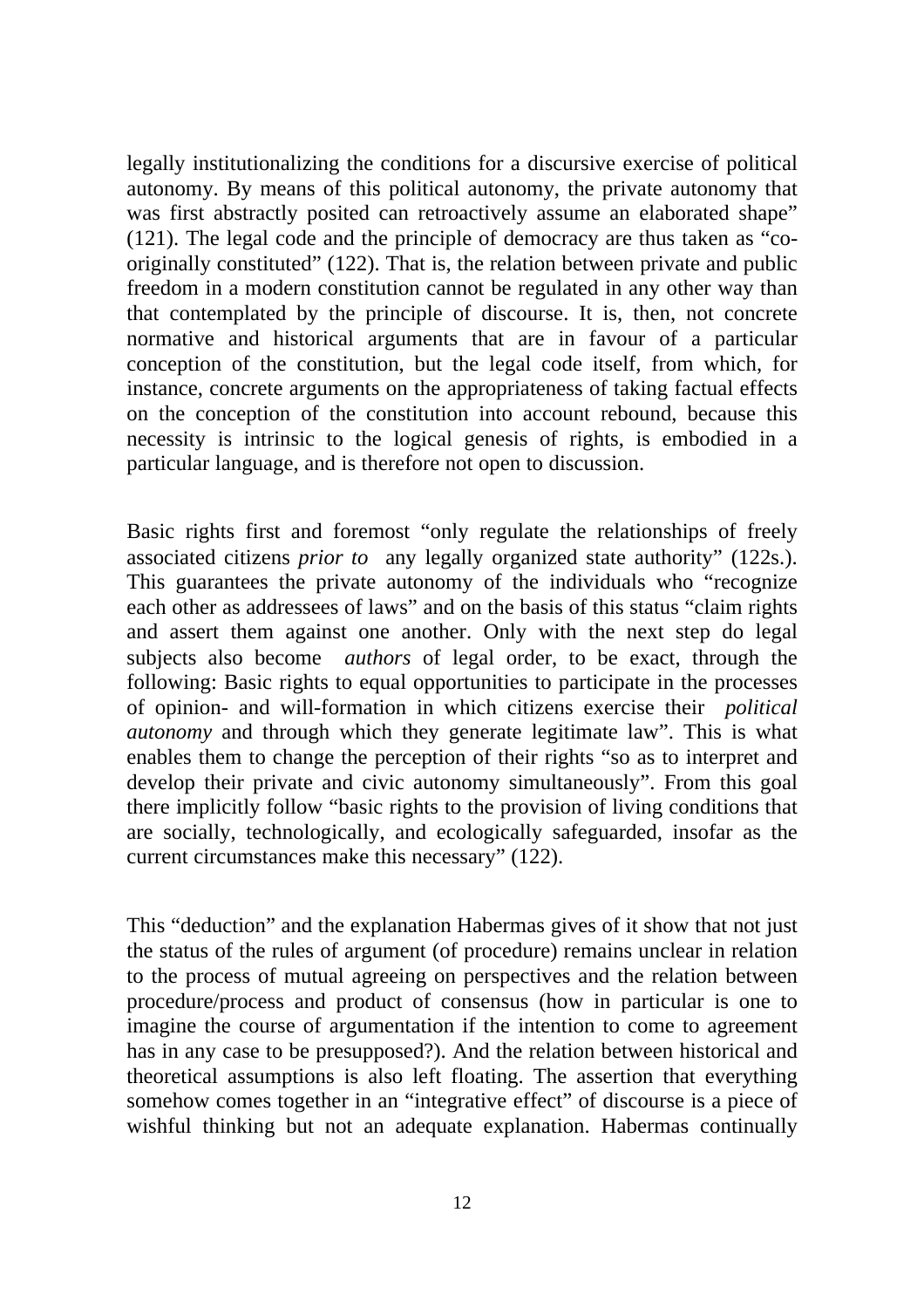legally institutionalizing the conditions for a discursive exercise of political autonomy. By means of this political autonomy, the private autonomy that was first abstractly posited can retroactively assume an elaborated shape" (121). The legal code and the principle of democracy are thus taken as "co-originally constituted" (122). That is, the relation between private and public freedom in a modern constitution cannot be regulated in any other way than that contemplated by the principle of discourse. It is, then, not concrete normative and historical arguments that are in favour of a particular conception of the constitution, but the legal code itself, from which, for instance, concrete arguments on the appropriateness of taking factual effects on the conception of the constitution into account rebound, because this necessity is intrinsic to the logical genesis of rights, is embodied in a particular language, and is therefore not open to discussion.

Basic rights first and foremost "only regulate the relationships of freely associated citizens *prior to* any legally organized state authority" (122s.). This guarantees the private autonomy of the individuals who "recognize each other as addressees of laws" and on the basis of this status "claim rights and assert them against one another. Only with the next step do legal subjects also become *authors* of legal order, to be exact, through the following: Basic rights to equal opportunities to participate in the processes of opinion- and will-formation in which citizens exercise their *political autonomy* and through which they generate legitimate law". This is what enables them to change the perception of their rights "so as to interpret and develop their private and civic autonomy simultaneously". From this goal there implicitly follow "basic rights to the provision of living conditions that are socially, technologically, and ecologically safeguarded, insofar as the current circumstances make this necessary" (122).

This "deduction" and the explanation Habermas gives of it show that not just the status of the rules of argument (of procedure) remains unclear in relation to the process of mutual agreeing on perspectives and the relation between procedure/process and product of consensus (how in particular is one to imagine the course of argumentation if the intention to come to agreement has in any case to be presupposed?). And the relation between historical and theoretical assumptions is also left floating. The assertion that everything somehow comes together in an "integrative effect" of discourse is a piece of wishful thinking but not an adequate explanation. Habermas continually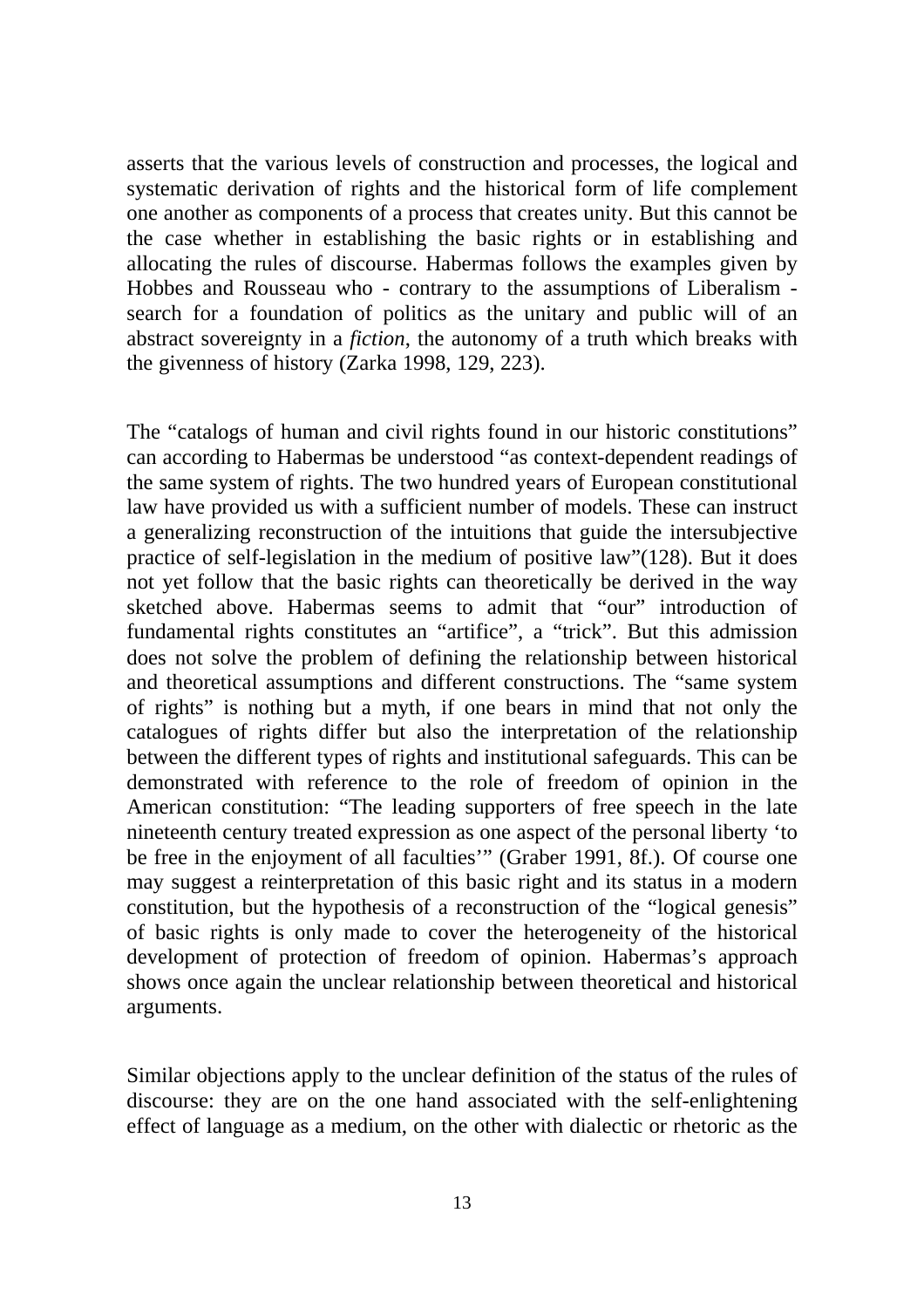asserts that the various levels of construction and processes, the logical and systematic derivation of rights and the historical form of life complement one another as components of a process that creates unity. But this cannot be the case whether in establishing the basic rights or in establishing and allocating the rules of discourse. Habermas follows the examples given by Hobbes and Rousseau who - contrary to the assumptions of Liberalism - search for a foundation of politics as the unitary and public will of an abstract sovereignty in a *fiction*, the autonomy of a truth which breaks with the givenness of history (Zarka 1998, 129, 223).

The “catalogs of human and civil rights found in our historic constitutions” can according to Habermas be understood “as context-dependent readings of the same system of rights. The two hundred years of European constitutional law have provided us with a sufficient number of models. These can instruct a generalizing reconstruction of the intuitions that guide the intersubjective practice of self-legislation in the medium of positive law”(128). But it does not yet follow that the basic rights can theoretically be derived in the way sketched above. Habermas seems to admit that “our” introduction of fundamental rights constitutes an “artifice”, a “trick”. But this admission does not solve the problem of defining the relationship between historical and theoretical assumptions and different constructions. The “same system of rights” is nothing but a myth, if one bears in mind that not only the catalogues of rights differ but also the interpretation of the relationship between the different types of rights and institutional safeguards. This can be demonstrated with reference to the role of freedom of opinion in the American constitution: “The leading supporters of free speech in the late nineteenth century treated expression as one aspect of the personal liberty ‘to be free in the enjoyment of all faculties’” (Graber 1991, 8f.). Of course one may suggest a reinterpretation of this basic right and its status in a modern constitution, but the hypothesis of a reconstruction of the “logical genesis” of basic rights is only made to cover the heterogeneity of the historical development of protection of freedom of opinion. Habermas’s approach shows once again the unclear relationship between theoretical and historical arguments.

Similar objections apply to the unclear definition of the status of the rules of discourse: they are on the one hand associated with the self-enlightening effect of language as a medium, on the other with dialectic or rhetoric as the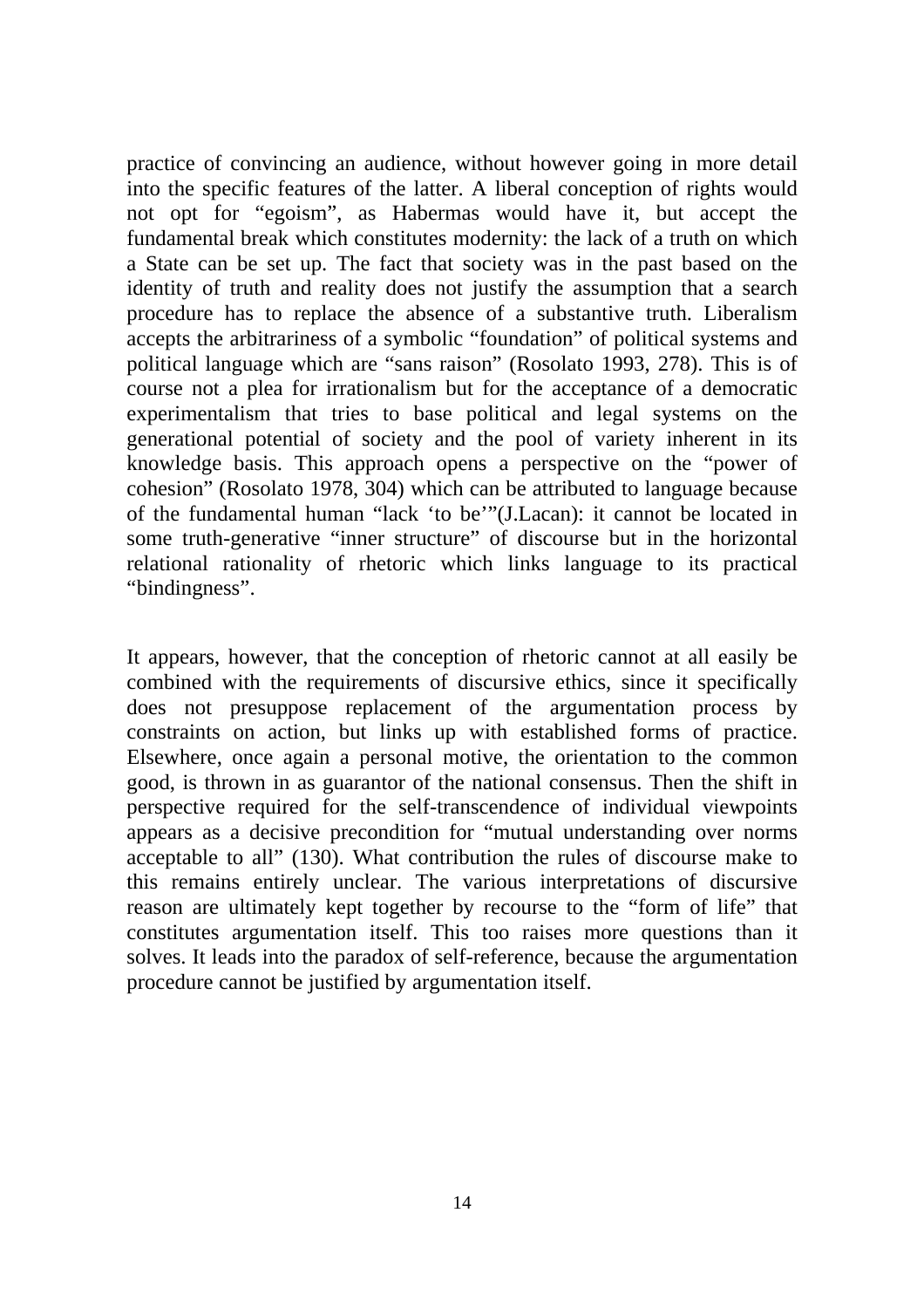practice of convincing an audience, without however going in more detail into the specific features of the latter. A liberal conception of rights would not opt for "egoism", as Habermas would have it, but accept the fundamental break which constitutes modernity: the lack of a truth on which a State can be set up. The fact that society was in the past based on the identity of truth and reality does not justify the assumption that a search procedure has to replace the absence of a substantive truth. Liberalism accepts the arbitrariness of a symbolic "foundation" of political systems and political language which are "sans raison" (Rosolato 1993, 278). This is of course not a plea for irrationalism but for the acceptance of a democratic experimentalism that tries to base political and legal systems on the generational potential of society and the pool of variety inherent in its knowledge basis. This approach opens a perspective on the "power of cohesion" (Rosolato 1978, 304) which can be attributed to language because of the fundamental human "lack 'to be'"(J.Lacan): it cannot be located in some truth-generative "inner structure" of discourse but in the horizontal relational rationality of rhetoric which links language to its practical "bindingness".

It appears, however, that the conception of rhetoric cannot at all easily be combined with the requirements of discursive ethics, since it specifically does not presuppose replacement of the argumentation process by constraints on action, but links up with established forms of practice. Elsewhere, once again a personal motive, the orientation to the common good, is thrown in as guarantor of the national consensus. Then the shift in perspective required for the self-transcendence of individual viewpoints appears as a decisive precondition for "mutual understanding over norms acceptable to all" (130). What contribution the rules of discourse make to this remains entirely unclear. The various interpretations of discursive reason are ultimately kept together by recourse to the "form of life" that constitutes argumentation itself. This too raises more questions than it solves. It leads into the paradox of self-reference, because the argumentation procedure cannot be justified by argumentation itself.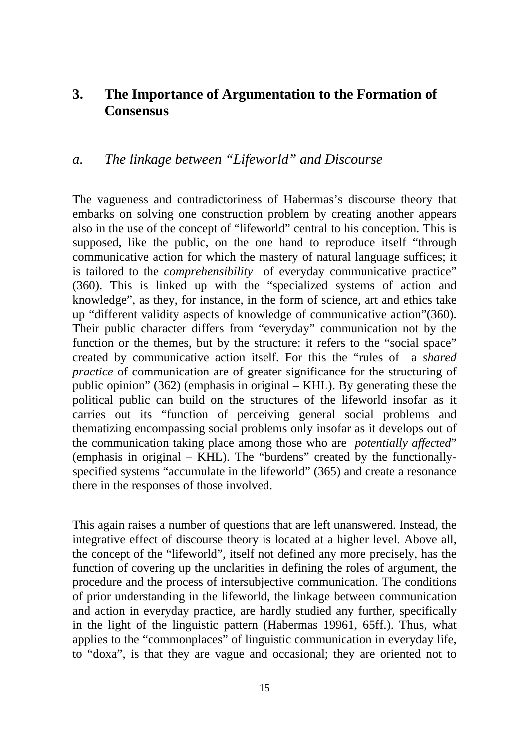## 3. The Importance of Argumentation to the Formation of Consensus

### a. *The linkage between "Lifeworld" and Discourse*

The vagueness and contradictoriness of Habermas's discourse theory that embarks on solving one construction problem by creating another appears also in the use of the concept of "lifeworld" central to his conception. This is supposed, like the public, on the one hand to reproduce itself "through communicative action for which the mastery of natural language suffices; it is tailored to the *comprehensibility* of everyday communicative practice" (360). This is linked up with the "specialized systems of action and knowledge", as they, for instance, in the form of science, art and ethics take up "different validity aspects of knowledge of communicative action"(360). Their public character differs from "everyday" communication not by the function or the themes, but by the structure: it refers to the "social space" created by communicative action itself. For this the "rules of a *shared practice* of communication are of greater significance for the structuring of public opinion" (362) (emphasis in original – KHL). By generating these the political public can build on the structures of the lifeworld insofar as it carries out its "function of perceiving general social problems and thematizing encompassing social problems only insofar as it develops out of the communication taking place among those who are *potentially affected*" (emphasis in original – KHL). The "burdens" created by the functionally-specified systems "accumulate in the lifeworld" (365) and create a resonance there in the responses of those involved.

This again raises a number of questions that are left unanswered. Instead, the integrative effect of discourse theory is located at a higher level. Above all, the concept of the "lifeworld", itself not defined any more precisely, has the function of covering up the unclarities in defining the roles of argument, the procedure and the process of intersubjective communication. The conditions of prior understanding in the lifeworld, the linkage between communication and action in everyday practice, are hardly studied any further, specifically in the light of the linguistic pattern (Habermas 19961, 65ff.). Thus, what applies to the "commonplaces" of linguistic communication in everyday life, to "doxa", is that they are vague and occasional; they are oriented not to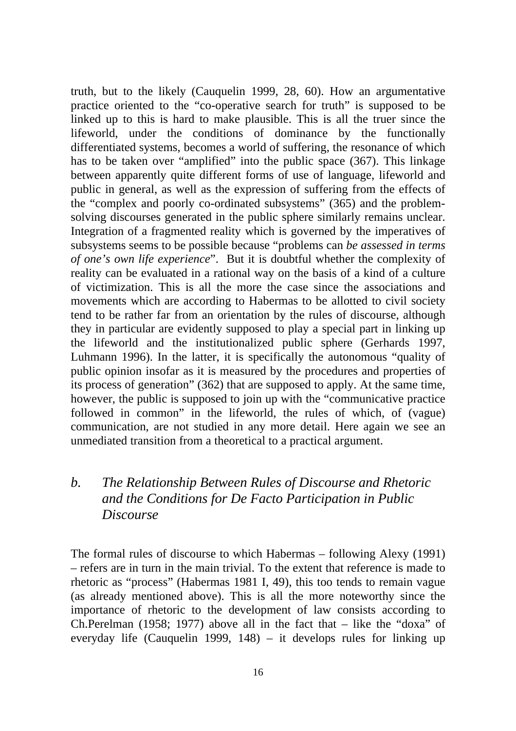truth, but to the likely (Cauquelin 1999, 28, 60). How an argumentative practice oriented to the "co-operative search for truth" is supposed to be linked up to this is hard to make plausible. This is all the truer since the lifeworld, under the conditions of dominance by the functionally differentiated systems, becomes a world of suffering, the resonance of which has to be taken over "amplified" into the public space (367). This linkage between apparently quite different forms of use of language, lifeworld and public in general, as well as the expression of suffering from the effects of the "complex and poorly co-ordinated subsystems" (365) and the problem-solving discourses generated in the public sphere similarly remains unclear. Integration of a fragmented reality which is governed by the imperatives of subsystems seems to be possible because "problems can *be assessed in terms of one's own life experience*". But it is doubtful whether the complexity of reality can be evaluated in a rational way on the basis of a kind of a culture of victimization. This is all the more the case since the associations and movements which are according to Habermas to be allotted to civil society tend to be rather far from an orientation by the rules of discourse, although they in particular are evidently supposed to play a special part in linking up the lifeworld and the institutionalized public sphere (Gerhards 1997, Luhmann 1996). In the latter, it is specifically the autonomous "quality of public opinion insofar as it is measured by the procedures and properties of its process of generation" (362) that are supposed to apply. At the same time, however, the public is supposed to join up with the "communicative practice followed in common" in the lifeworld, the rules of which, of (vague) communication, are not studied in any more detail. Here again we see an unmediated transition from a theoretical to a practical argument.

### *b. The Relationship Between Rules of Discourse and Rhetoric and the Conditions for De Facto Participation in Public Discourse*

The formal rules of discourse to which Habermas – following Alexy (1991) – refers are in turn in the main trivial. To the extent that reference is made to rhetoric as "process" (Habermas 1981 I, 49), this too tends to remain vague (as already mentioned above). This is all the more noteworthy since the importance of rhetoric to the development of law consists according to Ch.Perelman (1958; 1977) above all in the fact that – like the "doxa" of everyday life (Cauquelin 1999, 148) – it develops rules for linking up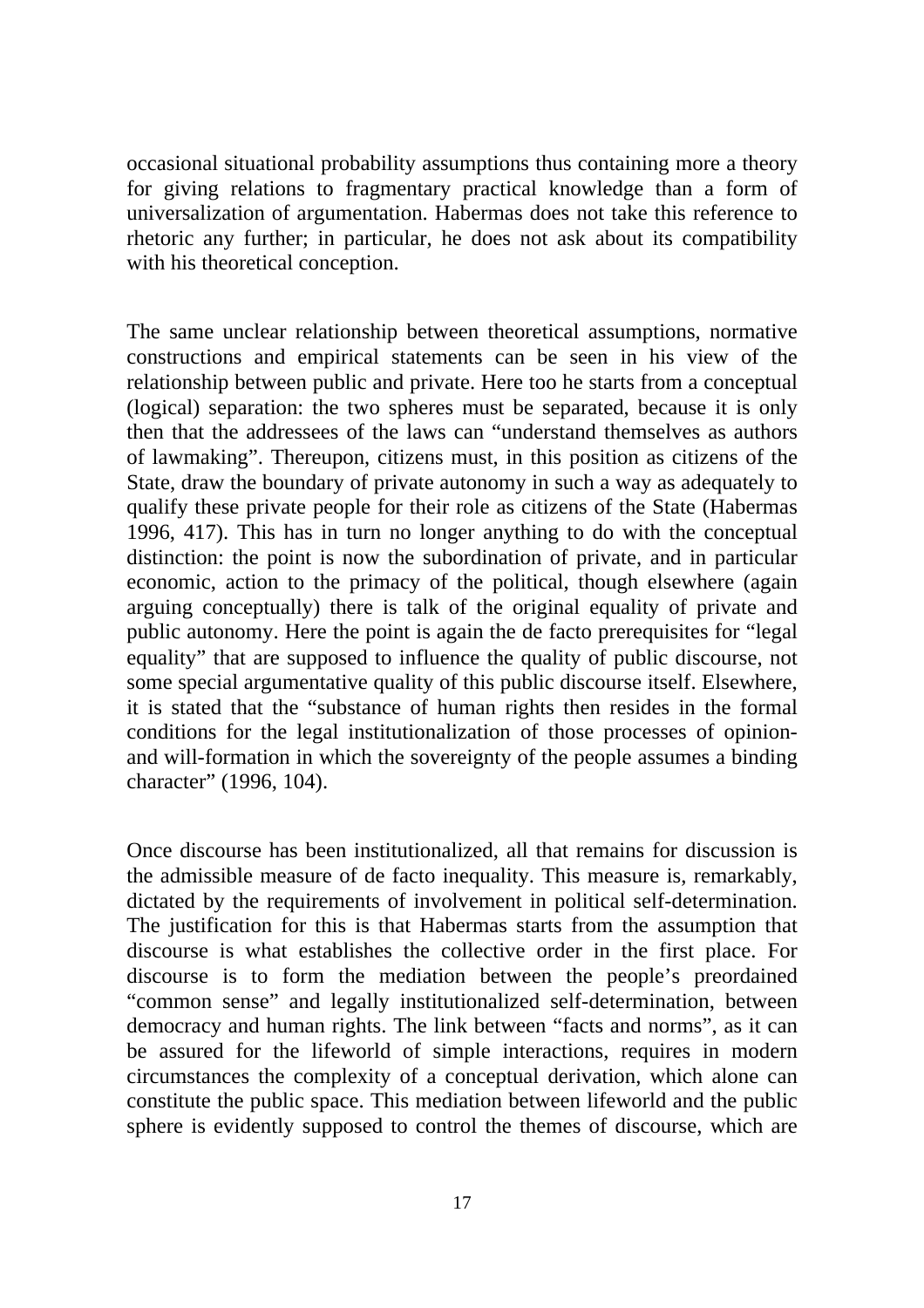occasional situational probability assumptions thus containing more a theory for giving relations to fragmentary practical knowledge than a form of universalization of argumentation. Habermas does not take this reference to rhetoric any further; in particular, he does not ask about its compatibility with his theoretical conception.

The same unclear relationship between theoretical assumptions, normative constructions and empirical statements can be seen in his view of the relationship between public and private. Here too he starts from a conceptual (logical) separation: the two spheres must be separated, because it is only then that the addressees of the laws can "understand themselves as authors of lawmaking". Thereupon, citizens must, in this position as citizens of the State, draw the boundary of private autonomy in such a way as adequately to qualify these private people for their role as citizens of the State (Habermas 1996, 417). This has in turn no longer anything to do with the conceptual distinction: the point is now the subordination of private, and in particular economic, action to the primacy of the political, though elsewhere (again arguing conceptually) there is talk of the original equality of private and public autonomy. Here the point is again the de facto prerequisites for "legal equality" that are supposed to influence the quality of public discourse, not some special argumentative quality of this public discourse itself. Elsewhere, it is stated that the "substance of human rights then resides in the formal conditions for the legal institutionalization of those processes of opinion- and will-formation in which the sovereignty of the people assumes a binding character" (1996, 104).

Once discourse has been institutionalized, all that remains for discussion is the admissible measure of de facto inequality. This measure is, remarkably, dictated by the requirements of involvement in political self-determination. The justification for this is that Habermas starts from the assumption that discourse is what establishes the collective order in the first place. For discourse is to form the mediation between the people's preordained "common sense" and legally institutionalized self-determination, between democracy and human rights. The link between "facts and norms", as it can be assured for the lifeworld of simple interactions, requires in modern circumstances the complexity of a conceptual derivation, which alone can constitute the public space. This mediation between lifeworld and the public sphere is evidently supposed to control the themes of discourse, which are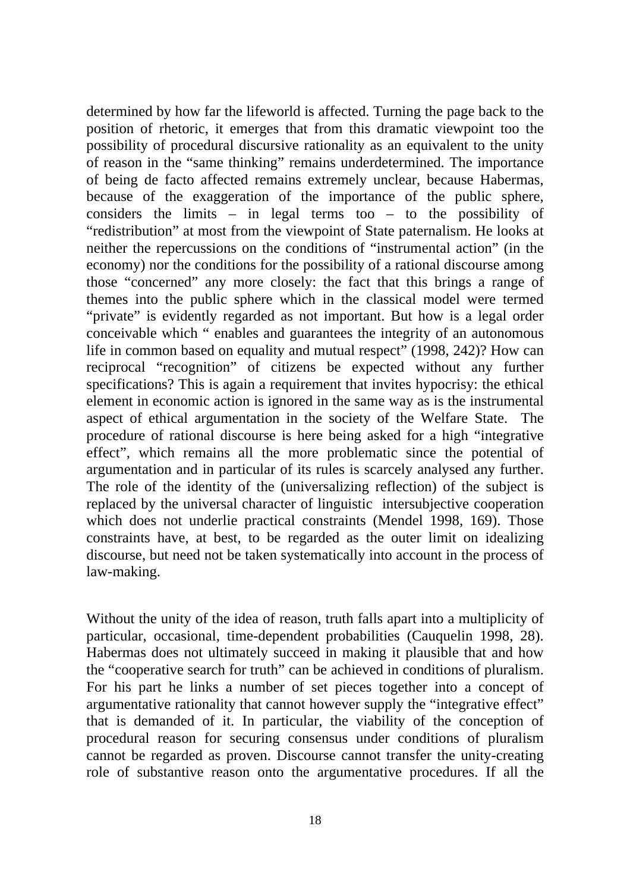determined by how far the lifeworld is affected. Turning the page back to the position of rhetoric, it emerges that from this dramatic viewpoint too the possibility of procedural discursive rationality as an equivalent to the unity of reason in the "same thinking" remains underdetermined. The importance of being de facto affected remains extremely unclear, because Habermas, because of the exaggeration of the importance of the public sphere, considers the limits – in legal terms too – to the possibility of "redistribution" at most from the viewpoint of State paternalism. He looks at neither the repercussions on the conditions of "instrumental action" (in the economy) nor the conditions for the possibility of a rational discourse among those "concerned" any more closely: the fact that this brings a range of themes into the public sphere which in the classical model were termed "private" is evidently regarded as not important. But how is a legal order conceivable which " enables and guarantees the integrity of an autonomous life in common based on equality and mutual respect" (1998, 242)? How can reciprocal "recognition" of citizens be expected without any further specifications? This is again a requirement that invites hypocrisy: the ethical element in economic action is ignored in the same way as is the instrumental aspect of ethical argumentation in the society of the Welfare State. The procedure of rational discourse is here being asked for a high "integrative effect", which remains all the more problematic since the potential of argumentation and in particular of its rules is scarcely analysed any further. The role of the identity of the (universalizing reflection) of the subject is replaced by the universal character of linguistic intersubjective cooperation which does not underlie practical constraints (Mendel 1998, 169). Those constraints have, at best, to be regarded as the outer limit on idealizing discourse, but need not be taken systematically into account in the process of law-making.

Without the unity of the idea of reason, truth falls apart into a multiplicity of particular, occasional, time-dependent probabilities (Cauquelin 1998, 28). Habermas does not ultimately succeed in making it plausible that and how the "cooperative search for truth" can be achieved in conditions of pluralism. For his part he links a number of set pieces together into a concept of argumentative rationality that cannot however supply the "integrative effect" that is demanded of it. In particular, the viability of the conception of procedural reason for securing consensus under conditions of pluralism cannot be regarded as proven. Discourse cannot transfer the unity-creating role of substantive reason onto the argumentative procedures. If all the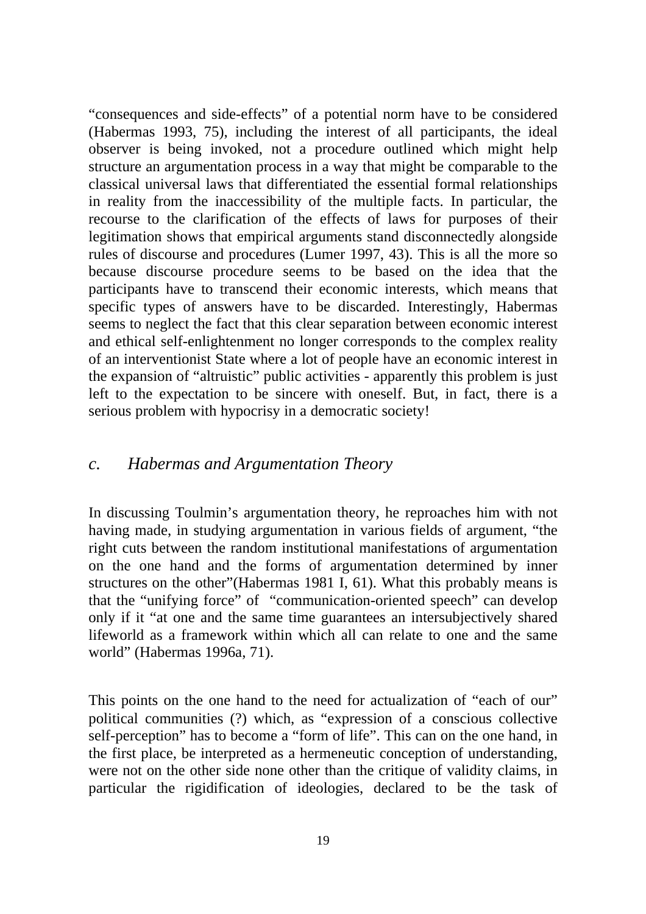"consequences and side-effects" of a potential norm have to be considered (Habermas 1993, 75), including the interest of all participants, the ideal observer is being invoked, not a procedure outlined which might help structure an argumentation process in a way that might be comparable to the classical universal laws that differentiated the essential formal relationships in reality from the inaccessibility of the multiple facts. In particular, the recourse to the clarification of the effects of laws for purposes of their legitimation shows that empirical arguments stand disconnectedly alongside rules of discourse and procedures (Lumer 1997, 43). This is all the more so because discourse procedure seems to be based on the idea that the participants have to transcend their economic interests, which means that specific types of answers have to be discarded. Interestingly, Habermas seems to neglect the fact that this clear separation between economic interest and ethical self-enlightenment no longer corresponds to the complex reality of an interventionist State where a lot of people have an economic interest in the expansion of "altruistic" public activities - apparently this problem is just left to the expectation to be sincere with oneself. But, in fact, there is a serious problem with hypocrisy in a democratic society!

## *c. Habermas and Argumentation Theory*

In discussing Toulmin's argumentation theory, he reproaches him with not having made, in studying argumentation in various fields of argument, "the right cuts between the random institutional manifestations of argumentation on the one hand and the forms of argumentation determined by inner structures on the other"(Habermas 1981 I, 61). What this probably means is that the "unifying force" of "communication-oriented speech" can develop only if it "at one and the same time guarantees an intersubjectively shared lifeworld as a framework within which all can relate to one and the same world" (Habermas 1996a, 71).

This points on the one hand to the need for actualization of "each of our" political communities (?) which, as "expression of a conscious collective self-perception" has to become a "form of life". This can on the one hand, in the first place, be interpreted as a hermeneutic conception of understanding, were not on the other side none other than the critique of validity claims, in particular the rigidification of ideologies, declared to be the task of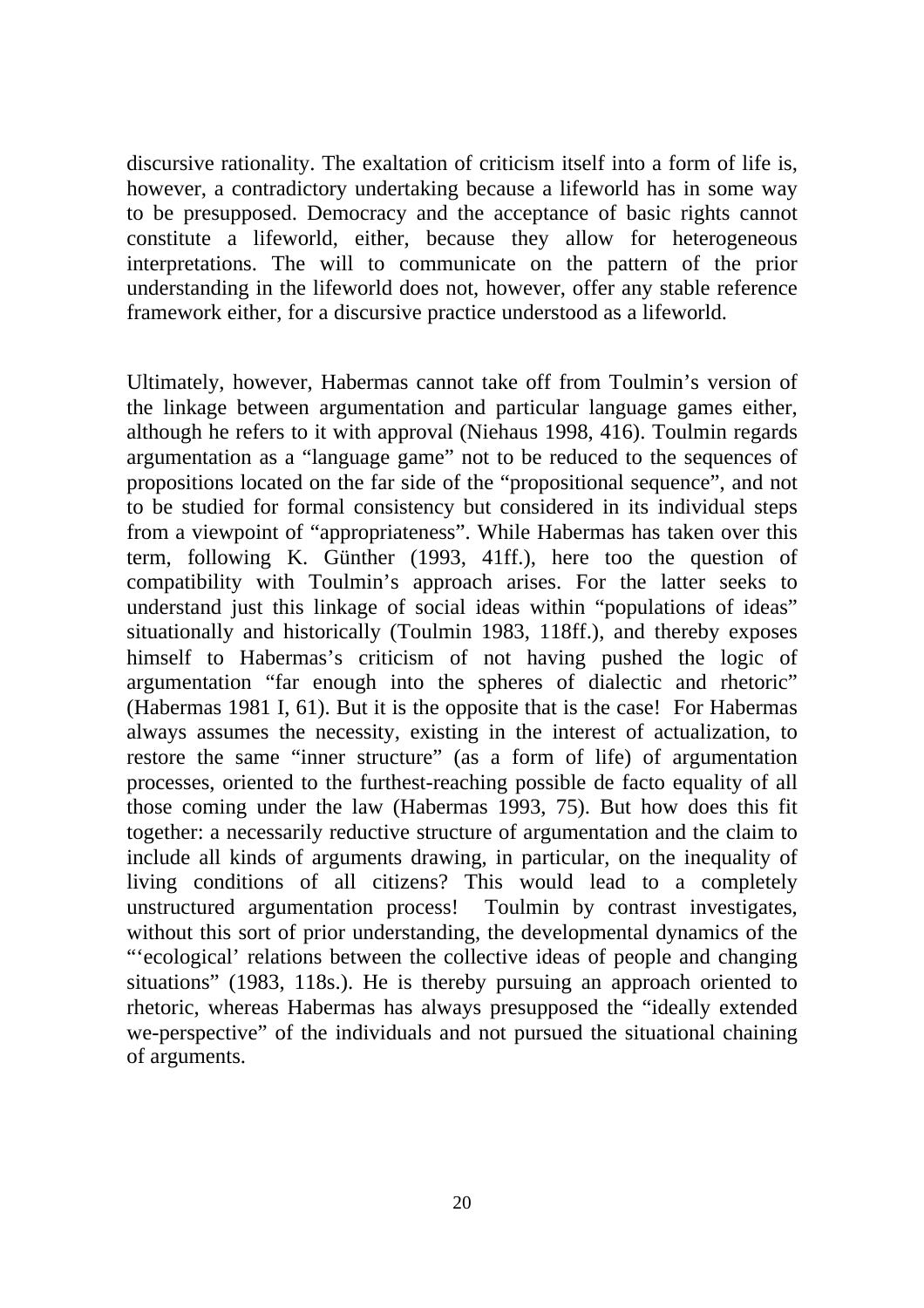discursive rationality. The exaltation of criticism itself into a form of life is, however, a contradictory undertaking because a lifeworld has in some way to be presupposed. Democracy and the acceptance of basic rights cannot constitute a lifeworld, either, because they allow for heterogeneous interpretations. The will to communicate on the pattern of the prior understanding in the lifeworld does not, however, offer any stable reference framework either, for a discursive practice understood as a lifeworld.

Ultimately, however, Habermas cannot take off from Toulmin's version of the linkage between argumentation and particular language games either, although he refers to it with approval (Niehaus 1998, 416). Toulmin regards argumentation as a "language game" not to be reduced to the sequences of propositions located on the far side of the "propositional sequence", and not to be studied for formal consistency but considered in its individual steps from a viewpoint of "appropriateness". While Habermas has taken over this term, following K. Günther (1993, 41ff.), here too the question of compatibility with Toulmin's approach arises. For the latter seeks to understand just this linkage of social ideas within "populations of ideas" situationally and historically (Toulmin 1983, 118ff.), and thereby exposes himself to Habermas's criticism of not having pushed the logic of argumentation "far enough into the spheres of dialectic and rhetoric" (Habermas 1981 I, 61). But it is the opposite that is the case! For Habermas always assumes the necessity, existing in the interest of actualization, to restore the same "inner structure" (as a form of life) of argumentation processes, oriented to the furthest-reaching possible de facto equality of all those coming under the law (Habermas 1993, 75). But how does this fit together: a necessarily reductive structure of argumentation and the claim to include all kinds of arguments drawing, in particular, on the inequality of living conditions of all citizens? This would lead to a completely unstructured argumentation process! Toulmin by contrast investigates, without this sort of prior understanding, the developmental dynamics of the "'ecological' relations between the collective ideas of people and changing situations" (1983, 118s.). He is thereby pursuing an approach oriented to rhetoric, whereas Habermas has always presupposed the "ideally extended we-perspective" of the individuals and not pursued the situational chaining of arguments.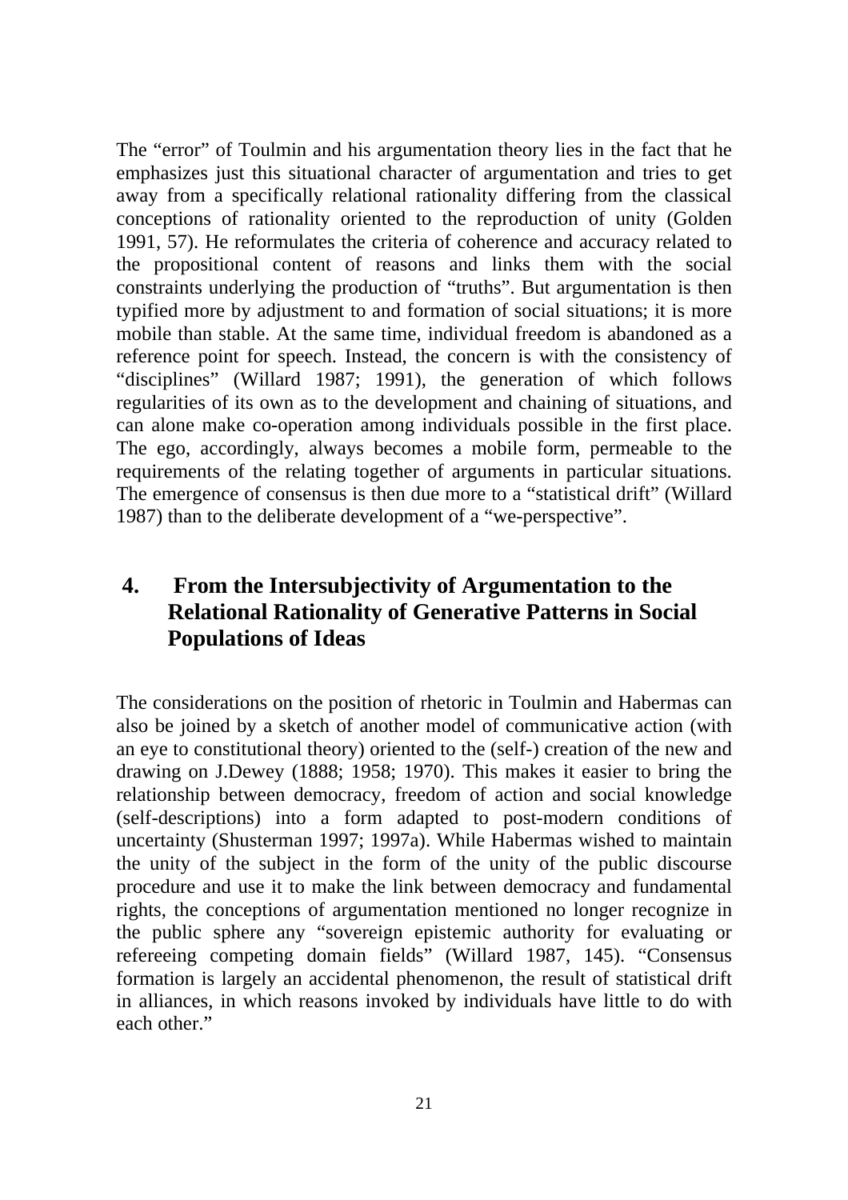The “error” of Toulmin and his argumentation theory lies in the fact that he emphasizes just this situational character of argumentation and tries to get away from a specifically relational rationality differing from the classical conceptions of rationality oriented to the reproduction of unity (Golden 1991, 57). He reformulates the criteria of coherence and accuracy related to the propositional content of reasons and links them with the social constraints underlying the production of “truths”. But argumentation is then typified more by adjustment to and formation of social situations; it is more mobile than stable. At the same time, individual freedom is abandoned as a reference point for speech. Instead, the concern is with the consistency of “disciplines” (Willard 1987; 1991), the generation of which follows regularities of its own as to the development and chaining of situations, and can alone make co-operation among individuals possible in the first place. The ego, accordingly, always becomes a mobile form, permeable to the requirements of the relating together of arguments in particular situations. The emergence of consensus is then due more to a “statistical drift” (Willard 1987) than to the deliberate development of a “we-perspective”.

## 4. From the Intersubjectivity of Argumentation to the Relational Rationality of Generative Patterns in Social Populations of Ideas

The considerations on the position of rhetoric in Toulmin and Habermas can also be joined by a sketch of another model of communicative action (with an eye to constitutional theory) oriented to the (self-) creation of the new and drawing on J.Dewey (1888; 1958; 1970). This makes it easier to bring the relationship between democracy, freedom of action and social knowledge (self-descriptions) into a form adapted to post-modern conditions of uncertainty (Shusterman 1997; 1997a). While Habermas wished to maintain the unity of the subject in the form of the unity of the public discourse procedure and use it to make the link between democracy and fundamental rights, the conceptions of argumentation mentioned no longer recognize in the public sphere any “sovereign epistemic authority for evaluating or refereeing competing domain fields” (Willard 1987, 145). “Consensus formation is largely an accidental phenomenon, the result of statistical drift in alliances, in which reasons invoked by individuals have little to do with each other.”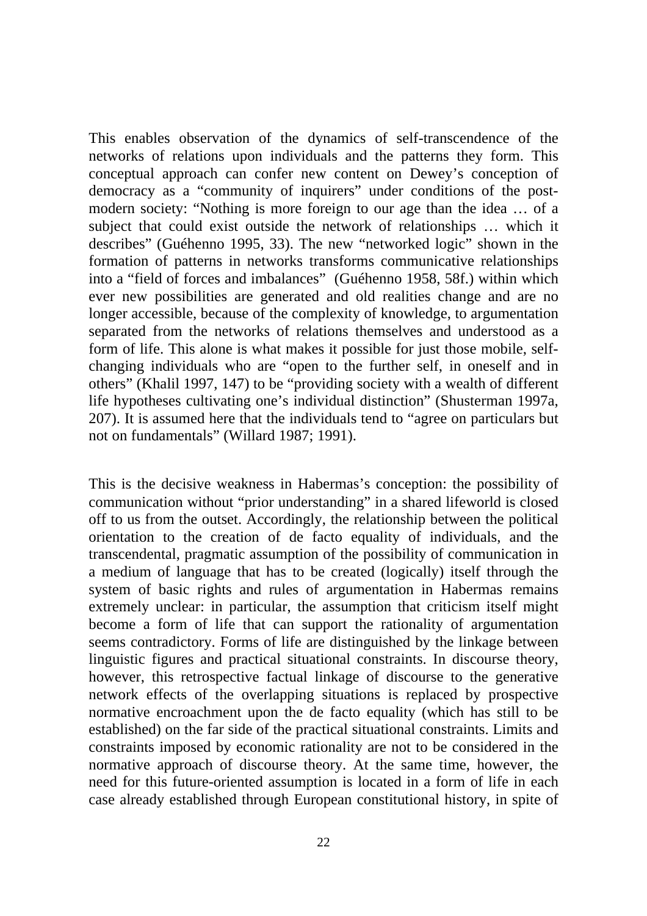This enables observation of the dynamics of self-transcendence of the networks of relations upon individuals and the patterns they form. This conceptual approach can confer new content on Dewey's conception of democracy as a "community of inquirers" under conditions of the post-modern society: "Nothing is more foreign to our age than the idea … of a subject that could exist outside the network of relationships … which it describes" (Guéhenno 1995, 33). The new "networked logic" shown in the formation of patterns in networks transforms communicative relationships into a "field of forces and imbalances" (Guéhenno 1958, 58f.) within which ever new possibilities are generated and old realities change and are no longer accessible, because of the complexity of knowledge, to argumentation separated from the networks of relations themselves and understood as a form of life. This alone is what makes it possible for just those mobile, self-changing individuals who are "open to the further self, in oneself and in others" (Khalil 1997, 147) to be "providing society with a wealth of different life hypotheses cultivating one's individual distinction" (Shusterman 1997a, 207). It is assumed here that the individuals tend to "agree on particulars but not on fundamentals" (Willard 1987; 1991).

This is the decisive weakness in Habermas's conception: the possibility of communication without "prior understanding" in a shared lifeworld is closed off to us from the outset. Accordingly, the relationship between the political orientation to the creation of de facto equality of individuals, and the transcendental, pragmatic assumption of the possibility of communication in a medium of language that has to be created (logically) itself through the system of basic rights and rules of argumentation in Habermas remains extremely unclear: in particular, the assumption that criticism itself might become a form of life that can support the rationality of argumentation seems contradictory. Forms of life are distinguished by the linkage between linguistic figures and practical situational constraints. In discourse theory, however, this retrospective factual linkage of discourse to the generative network effects of the overlapping situations is replaced by prospective normative encroachment upon the de facto equality (which has still to be established) on the far side of the practical situational constraints. Limits and constraints imposed by economic rationality are not to be considered in the normative approach of discourse theory. At the same time, however, the need for this future-oriented assumption is located in a form of life in each case already established through European constitutional history, in spite of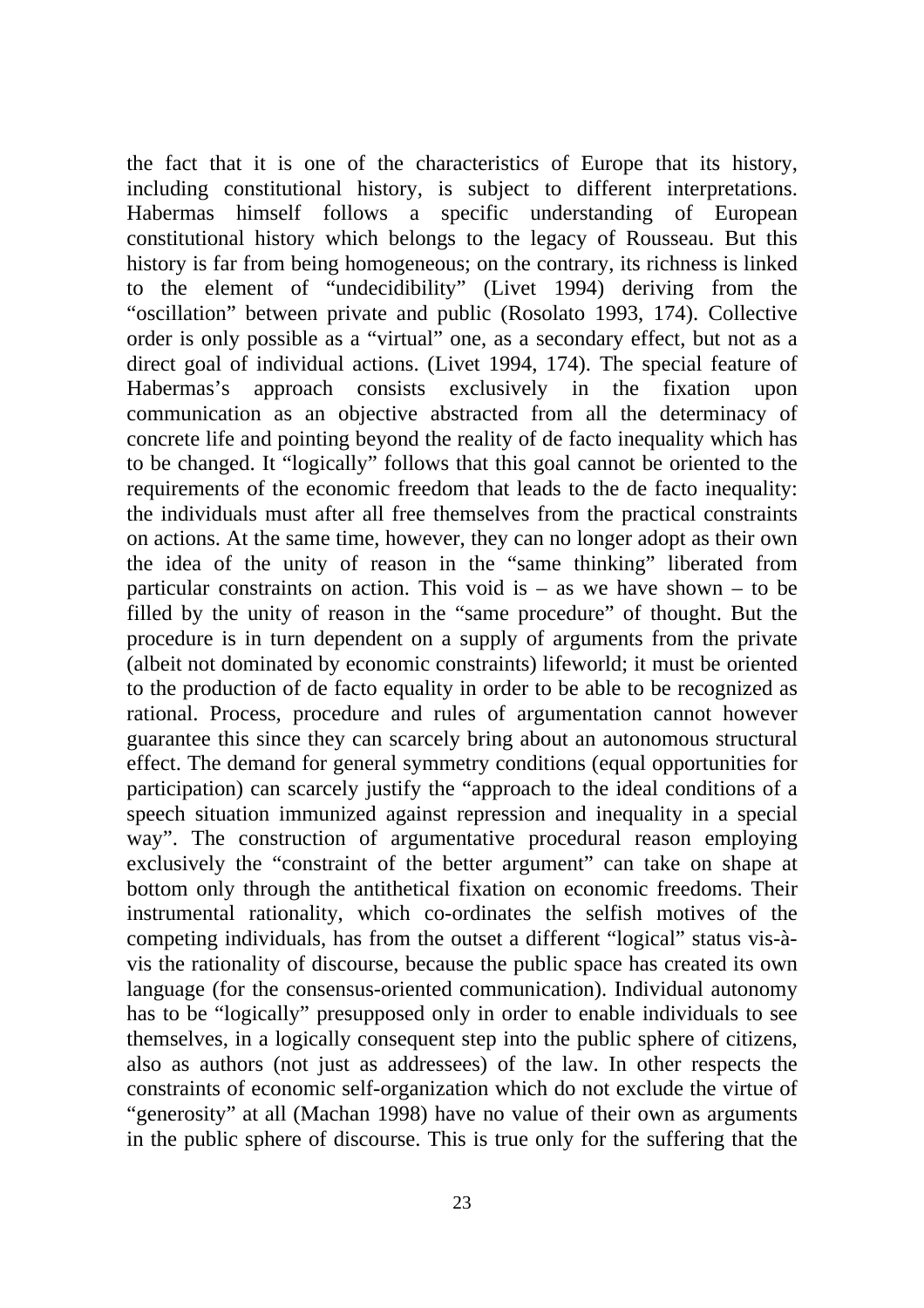the fact that it is one of the characteristics of Europe that its history, including constitutional history, is subject to different interpretations. Habermas himself follows a specific understanding of European constitutional history which belongs to the legacy of Rousseau. But this history is far from being homogeneous; on the contrary, its richness is linked to the element of "undecidibility" (Livet 1994) deriving from the "oscillation" between private and public (Rosolato 1993, 174). Collective order is only possible as a "virtual" one, as a secondary effect, but not as a direct goal of individual actions. (Livet 1994, 174). The special feature of Habermas's approach consists exclusively in the fixation upon communication as an objective abstracted from all the determinacy of concrete life and pointing beyond the reality of de facto inequality which has to be changed. It "logically" follows that this goal cannot be oriented to the requirements of the economic freedom that leads to the de facto inequality: the individuals must after all free themselves from the practical constraints on actions. At the same time, however, they can no longer adopt as their own the idea of the unity of reason in the "same thinking" liberated from particular constraints on action. This void is – as we have shown – to be filled by the unity of reason in the "same procedure" of thought. But the procedure is in turn dependent on a supply of arguments from the private (albeit not dominated by economic constraints) lifeworld; it must be oriented to the production of de facto equality in order to be able to be recognized as rational. Process, procedure and rules of argumentation cannot however guarantee this since they can scarcely bring about an autonomous structural effect. The demand for general symmetry conditions (equal opportunities for participation) can scarcely justify the "approach to the ideal conditions of a speech situation immunized against repression and inequality in a special way". The construction of argumentative procedural reason employing exclusively the "constraint of the better argument" can take on shape at bottom only through the antithetical fixation on economic freedoms. Their instrumental rationality, which co-ordinates the selfish motives of the competing individuals, has from the outset a different "logical" status vis-à-vis the rationality of discourse, because the public space has created its own language (for the consensus-oriented communication). Individual autonomy has to be "logically" presupposed only in order to enable individuals to see themselves, in a logically consequent step into the public sphere of citizens, also as authors (not just as addressees) of the law. In other respects the constraints of economic self-organization which do not exclude the virtue of "generosity" at all (Machan 1998) have no value of their own as arguments in the public sphere of discourse. This is true only for the suffering that the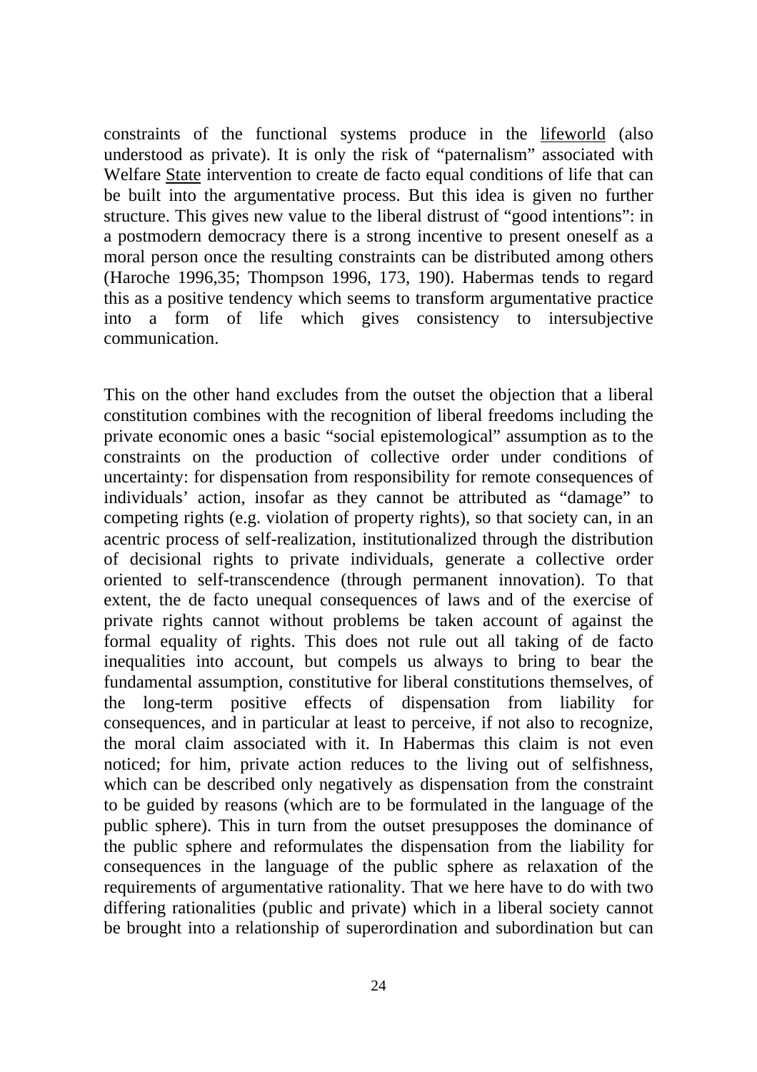constraints of the functional systems produce in the lifeworld (also understood as private). It is only the risk of "paternalism" associated with Welfare State intervention to create de facto equal conditions of life that can be built into the argumentative process. But this idea is given no further structure. This gives new value to the liberal distrust of "good intentions": in a postmodern democracy there is a strong incentive to present oneself as a moral person once the resulting constraints can be distributed among others (Haroche 1996,35; Thompson 1996, 173, 190). Habermas tends to regard this as a positive tendency which seems to transform argumentative practice into a form of life which gives consistency to intersubjective communication.

This on the other hand excludes from the outset the objection that a liberal constitution combines with the recognition of liberal freedoms including the private economic ones a basic "social epistemological" assumption as to the constraints on the production of collective order under conditions of uncertainty: for dispensation from responsibility for remote consequences of individuals' action, insofar as they cannot be attributed as "damage" to competing rights (e.g. violation of property rights), so that society can, in an acentric process of self-realization, institutionalized through the distribution of decisional rights to private individuals, generate a collective order oriented to self-transcendence (through permanent innovation). To that extent, the de facto unequal consequences of laws and of the exercise of private rights cannot without problems be taken account of against the formal equality of rights. This does not rule out all taking of de facto inequalities into account, but compels us always to bring to bear the fundamental assumption, constitutive for liberal constitutions themselves, of the long-term positive effects of dispensation from liability for consequences, and in particular at least to perceive, if not also to recognize, the moral claim associated with it. In Habermas this claim is not even noticed; for him, private action reduces to the living out of selfishness, which can be described only negatively as dispensation from the constraint to be guided by reasons (which are to be formulated in the language of the public sphere). This in turn from the outset presupposes the dominance of the public sphere and reformulates the dispensation from the liability for consequences in the language of the public sphere as relaxation of the requirements of argumentative rationality. That we here have to do with two differing rationalities (public and private) which in a liberal society cannot be brought into a relationship of superordination and subordination but can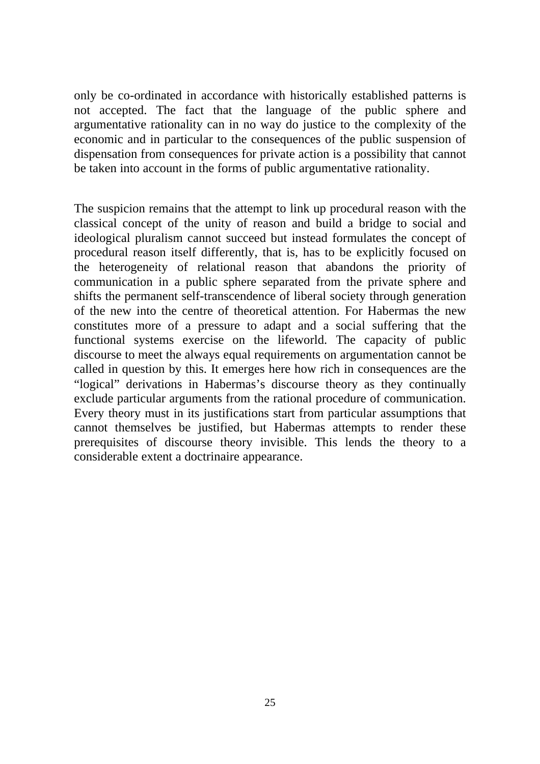only be co-ordinated in accordance with historically established patterns is not accepted. The fact that the language of the public sphere and argumentative rationality can in no way do justice to the complexity of the economic and in particular to the consequences of the public suspension of dispensation from consequences for private action is a possibility that cannot be taken into account in the forms of public argumentative rationality.

The suspicion remains that the attempt to link up procedural reason with the classical concept of the unity of reason and build a bridge to social and ideological pluralism cannot succeed but instead formulates the concept of procedural reason itself differently, that is, has to be explicitly focused on the heterogeneity of relational reason that abandons the priority of communication in a public sphere separated from the private sphere and shifts the permanent self-transcendence of liberal society through generation of the new into the centre of theoretical attention. For Habermas the new constitutes more of a pressure to adapt and a social suffering that the functional systems exercise on the lifeworld. The capacity of public discourse to meet the always equal requirements on argumentation cannot be called in question by this. It emerges here how rich in consequences are the "logical" derivations in Habermas's discourse theory as they continually exclude particular arguments from the rational procedure of communication. Every theory must in its justifications start from particular assumptions that cannot themselves be justified, but Habermas attempts to render these prerequisites of discourse theory invisible. This lends the theory to a considerable extent a doctrinaire appearance.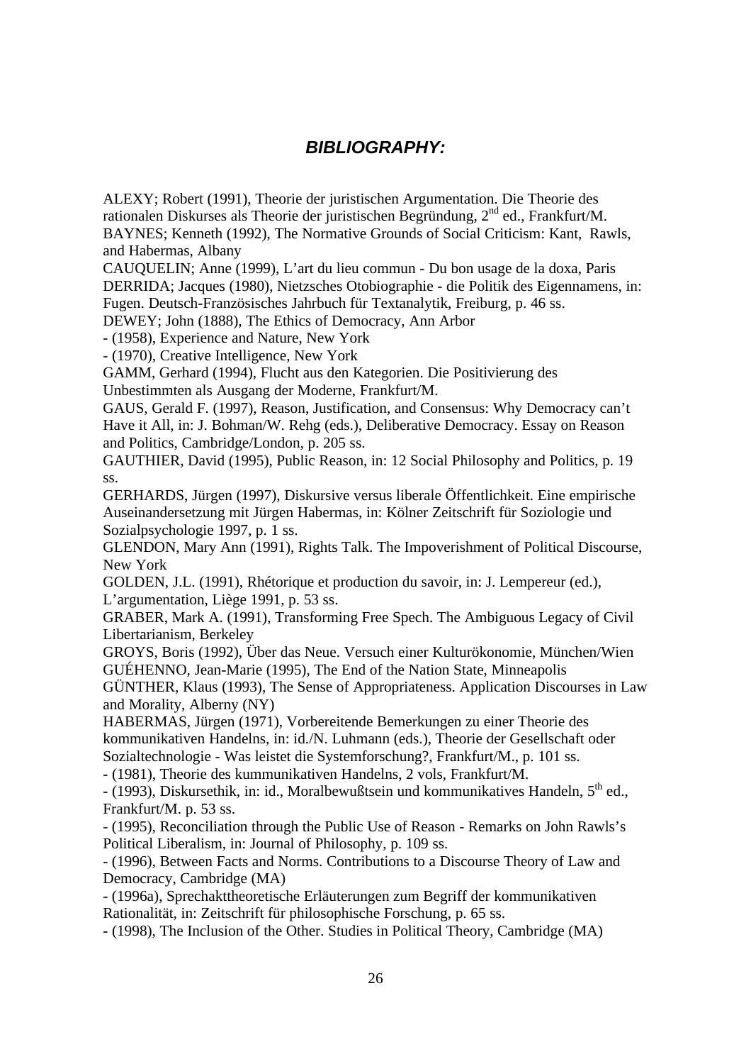## *BIBLIOGRAPHY:*

ALEXY; Robert (1991), Theorie der juristischen Argumentation. Die Theorie des rationalen Diskurses als Theorie der juristischen Begründung, 2nd ed., Frankfurt/M.

BAYNES; Kenneth (1992), The Normative Grounds of Social Criticism: Kant, Rawls, and Habermas, Albany

CAUQUELIN; Anne (1999), L'art du lieu commun - Du bon usage de la doxa, Paris

DERRIDA; Jacques (1980), Nietzsches Otobiographie - die Politik des Eigennamens, in: Fugen. Deutsch-Französisches Jahrbuch für Textanalytik, Freiburg, p. 46 ss.

DEWEY; John (1888), The Ethics of Democracy, Ann Arbor

- (1958), Experience and Nature, New York

- (1970), Creative Intelligence, New York

GAMM, Gerhard (1994), Flucht aus den Kategorien. Die Positivierung des Unbestimmten als Ausgang der Moderne, Frankfurt/M.

GAUS, Gerald F. (1997), Reason, Justification, and Consensus: Why Democracy can't Have it All, in: J. Bohman/W. Rehg (eds.), Deliberative Democracy. Essay on Reason and Politics, Cambridge/London, p. 205 ss.

GAUTHIER, David (1995), Public Reason, in: 12 Social Philosophy and Politics, p. 19 ss.

GERHARDS, Jürgen (1997), Diskursive versus liberale Öffentlichkeit. Eine empirische Auseinandersetzung mit Jürgen Habermas, in: Kölner Zeitschrift für Soziologie und Sozialpsychologie 1997, p. 1 ss.

GLENDON, Mary Ann (1991), Rights Talk. The Impoverishment of Political Discourse, New York

GOLDEN, J.L. (1991), Rhétorique et production du savoir, in: J. Lempereur (ed.), L'argumentation, Liège 1991, p. 53 ss.

GRABER, Mark A. (1991), Transforming Free Spech. The Ambiguous Legacy of Civil Libertarianism, Berkeley

GROYS, Boris (1992), Über das Neue. Versuch einer Kulturökonomie, München/Wien

GUÉHENNO, Jean-Marie (1995), The End of the Nation State, Minneapolis

GÜNTHER, Klaus (1993), The Sense of Appropriateness. Application Discourses in Law and Morality, Alberny (NY)

HABERMAS, Jürgen (1971), Vorbereitende Bemerkungen zu einer Theorie des kommunikativen Handelns, in: id./N. Luhmann (eds.), Theorie der Gesellschaft oder Sozialtechnologie - Was leistet die Systemforschung?, Frankfurt/M., p. 101 ss.

- (1981), Theorie des kummunikativen Handelns, 2 vols, Frankfurt/M.

- (1993), Diskursethik, in: id., Moralbewußtsein und kommunikatives Handeln, 5th ed., Frankfurt/M. p. 53 ss.

- (1995), Reconciliation through the Public Use of Reason - Remarks on John Rawls's Political Liberalism, in: Journal of Philosophy, p. 109 ss.

- (1996), Between Facts and Norms. Contributions to a Discourse Theory of Law and Democracy, Cambridge (MA)

- (1996a), Sprechakttheoretische Erläuterungen zum Begriff der kommunikativen Rationalität, in: Zeitschrift für philosophische Forschung, p. 65 ss.

- (1998), The Inclusion of the Other. Studies in Political Theory, Cambridge (MA)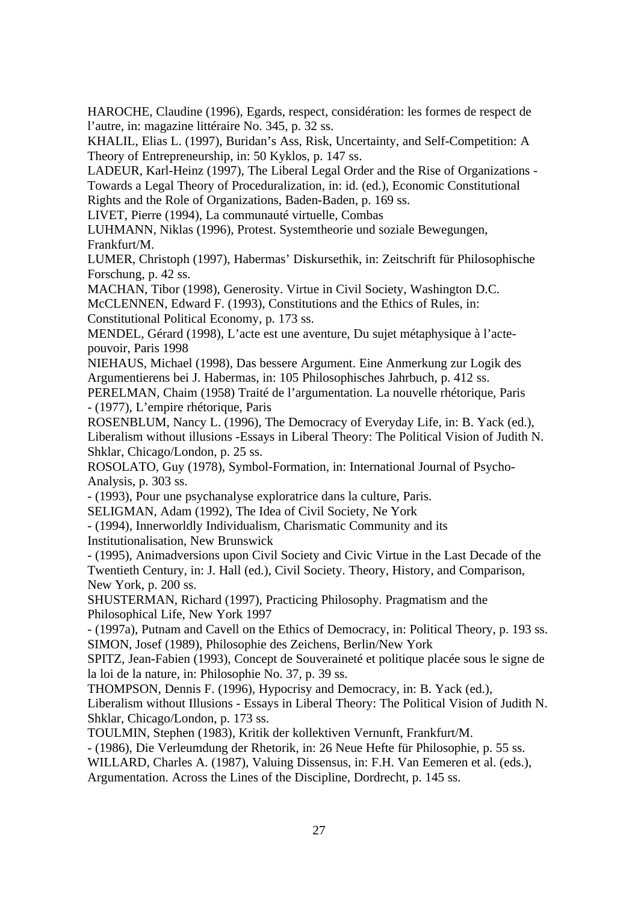HAROCHE, Claudine (1996), Egards, respect, considération: les formes de respect de l'autre, in: magazine littéraire No. 345, p. 32 ss.

KHALIL, Elias L. (1997), Buridan's Ass, Risk, Uncertainty, and Self-Competition: A Theory of Entrepreneurship, in: 50 Kyklos, p. 147 ss.

LADEUR, Karl-Heinz (1997), The Liberal Legal Order and the Rise of Organizations - Towards a Legal Theory of Proceduralization, in: id. (ed.), Economic Constitutional Rights and the Role of Organizations, Baden-Baden, p. 169 ss.

LIVET, Pierre (1994), La communauté virtuelle, Combas

LUHMANN, Niklas (1996), Protest. Systemtheorie und soziale Bewegungen, Frankfurt/M.

LUMER, Christoph (1997), Habermas' Diskursethik, in: Zeitschrift für Philosophische Forschung, p. 42 ss.

MACHAN, Tibor (1998), Generosity. Virtue in Civil Society, Washington D.C.

McCLENNEN, Edward F. (1993), Constitutions and the Ethics of Rules, in: Constitutional Political Economy, p. 173 ss.

MENDEL, Gérard (1998), L'acte est une aventure, Du sujet métaphysique à l'acte-pouvoir, Paris 1998

NIEHAUS, Michael (1998), Das bessere Argument. Eine Anmerkung zur Logik des Argumentierens bei J. Habermas, in: 105 Philosophisches Jahrbuch, p. 412 ss.

PERELMAN, Chaim (1958) Traité de l'argumentation. La nouvelle rhétorique, Paris

- (1977), L'empire rhétorique, Paris

ROSENBLUM, Nancy L. (1996), The Democracy of Everyday Life, in: B. Yack (ed.), Liberalism without illusions -Essays in Liberal Theory: The Political Vision of Judith N. Shklar, Chicago/London, p. 25 ss.

ROSOLATO, Guy (1978), Symbol-Formation, in: International Journal of Psycho-Analysis, p. 303 ss.

- (1993), Pour une psychanalyse exploratrice dans la culture, Paris.

SELIGMAN, Adam (1992), The Idea of Civil Society, Ne York

- (1994), Innerworldly Individualism, Charismatic Community and its Institutionalisation, New Brunswick

- (1995), Animadversions upon Civil Society and Civic Virtue in the Last Decade of the Twentieth Century, in: J. Hall (ed.), Civil Society. Theory, History, and Comparison, New York, p. 200 ss.

SHUSTERMAN, Richard (1997), Practicing Philosophy. Pragmatism and the Philosophical Life, New York 1997

- (1997a), Putnam and Cavell on the Ethics of Democracy, in: Political Theory, p. 193 ss.

SIMON, Josef (1989), Philosophie des Zeichens, Berlin/New York

SPITZ, Jean-Fabien (1993), Concept de Souveraineté et politique placée sous le signe de la loi de la nature, in: Philosophie No. 37, p. 39 ss.

THOMPSON, Dennis F. (1996), Hypocrisy and Democracy, in: B. Yack (ed.), Liberalism without Illusions - Essays in Liberal Theory: The Political Vision of Judith N. Shklar, Chicago/London, p. 173 ss.

TOULMIN, Stephen (1983), Kritik der kollektiven Vernunft, Frankfurt/M.

- (1986), Die Verleumdung der Rhetorik, in: 26 Neue Hefte für Philosophie, p. 55 ss.

WILLARD, Charles A. (1987), Valuing Dissensus, in: F.H. Van Eemeren et al. (eds.), Argumentation. Across the Lines of the Discipline, Dordrecht, p. 145 ss.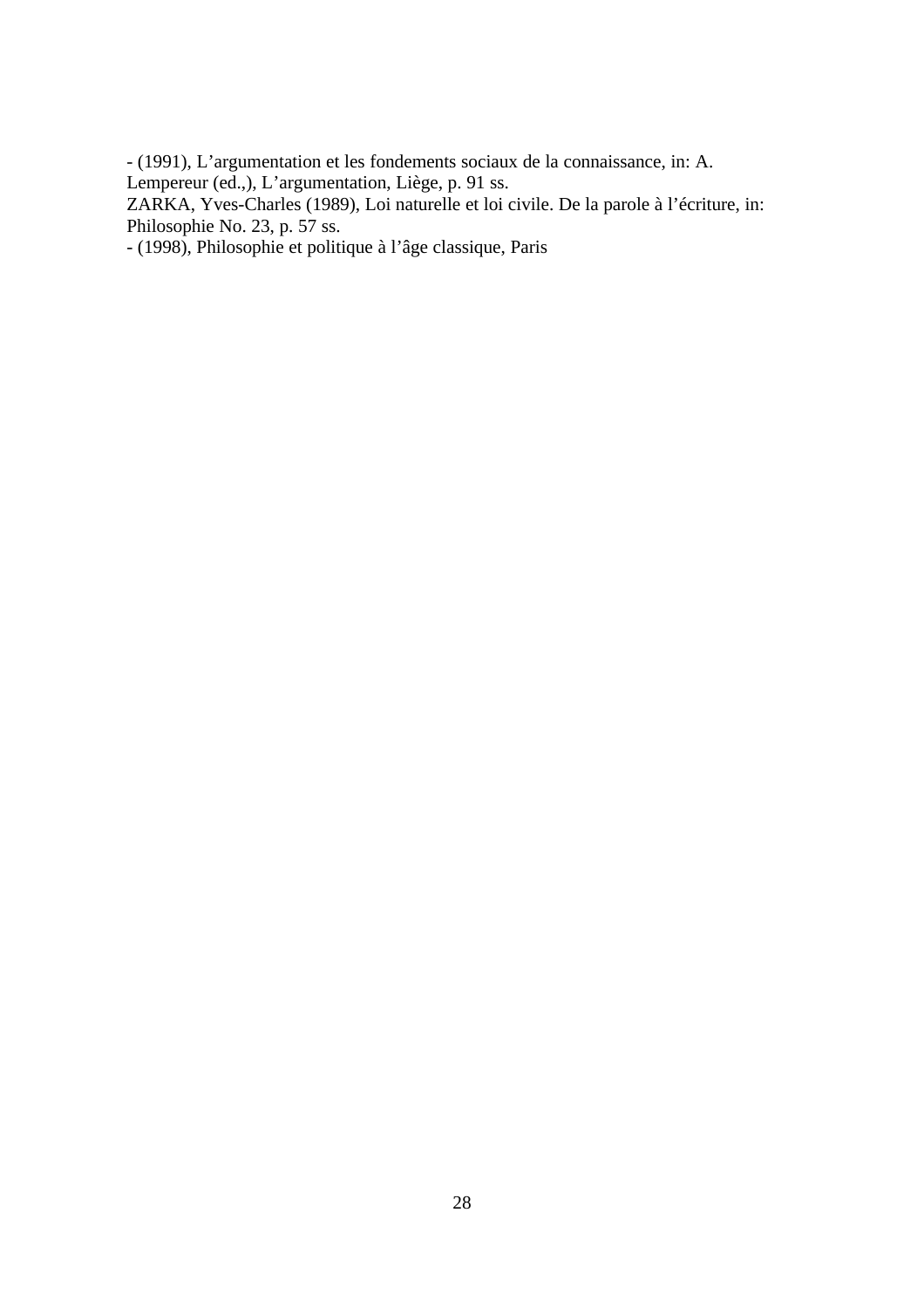- (1991), L’argumentation et les fondements sociaux de la connaissance, in: A. Lempereur (ed.,), L’argumentation, Liège, p. 91 ss.

ZARKA, Yves-Charles (1989), Loi naturelle et loi civile. De la parole à l’écriture, in: Philosophie No. 23, p. 57 ss.

- (1998), Philosophie et politique à l’âge classique, Paris